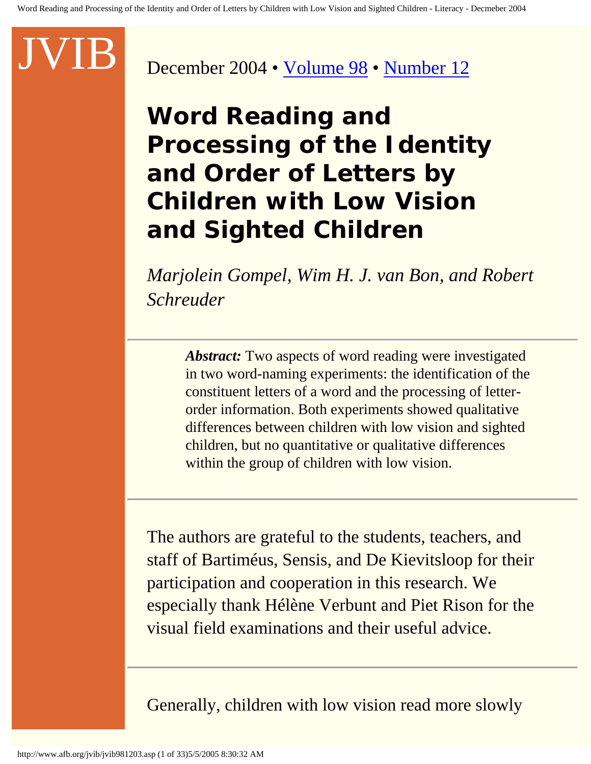JVIB

December 2004 • [Volume 98](#) • [Number 12](#)

# Word Reading and Processing of the Identity and Order of Letters by Children with Low Vision and Sighted Children

*Marjolein Gompel, Wim H. J. van Bon, and Robert Schreuder*

---

> ***Abstract:*** Two aspects of word reading were investigated in two word-naming experiments: the identification of the constituent letters of a word and the processing of letter-order information. Both experiments showed qualitative differences between children with low vision and sighted children, but no quantitative or qualitative differences within the group of children with low vision.

---

The authors are grateful to the students, teachers, and staff of Bartiméus, Sensis, and De Kievitsloop for their participation and cooperation in this research. We especially thank Hélène Verbunt and Piet Rison for the visual field examinations and their useful advice.

---

Generally, children with low vision read more slowly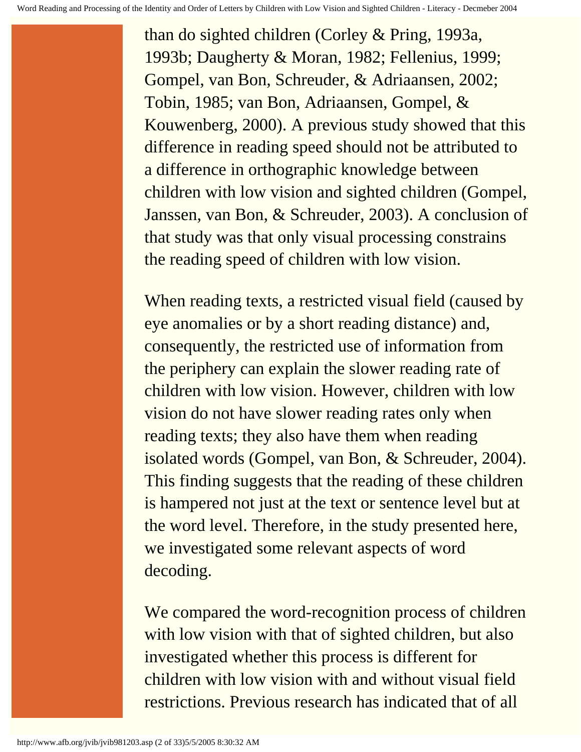than do sighted children (Corley & Pring, 1993a, 1993b; Daugherty & Moran, 1982; Fellenius, 1999; Gompel, van Bon, Schreuder, & Adriaansen, 2002; Tobin, 1985; van Bon, Adriaansen, Gompel, & Kouwenberg, 2000). A previous study showed that this difference in reading speed should not be attributed to a difference in orthographic knowledge between children with low vision and sighted children (Gompel, Janssen, van Bon, & Schreuder, 2003). A conclusion of that study was that only visual processing constrains the reading speed of children with low vision.

When reading texts, a restricted visual field (caused by eye anomalies or by a short reading distance) and, consequently, the restricted use of information from the periphery can explain the slower reading rate of children with low vision. However, children with low vision do not have slower reading rates only when reading texts; they also have them when reading isolated words (Gompel, van Bon, & Schreuder, 2004). This finding suggests that the reading of these children is hampered not just at the text or sentence level but at the word level. Therefore, in the study presented here, we investigated some relevant aspects of word decoding.

We compared the word-recognition process of children with low vision with that of sighted children, but also investigated whether this process is different for children with low vision with and without visual field restrictions. Previous research has indicated that of all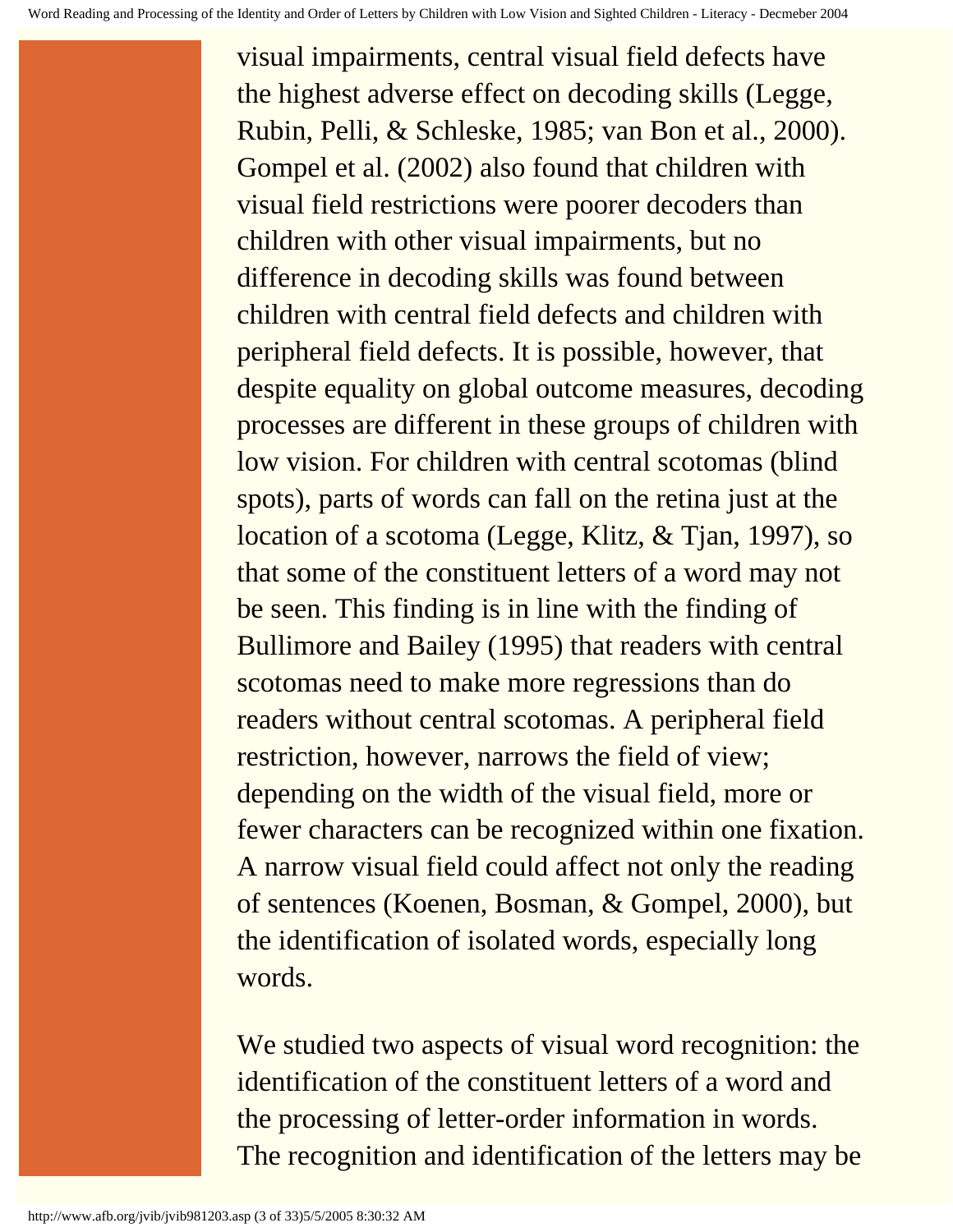visual impairments, central visual field defects have the highest adverse effect on decoding skills (Legge, Rubin, Pelli, & Schleske, 1985; van Bon et al., 2000). Gompel et al. (2002) also found that children with visual field restrictions were poorer decoders than children with other visual impairments, but no difference in decoding skills was found between children with central field defects and children with peripheral field defects. It is possible, however, that despite equality on global outcome measures, decoding processes are different in these groups of children with low vision. For children with central scotomas (blind spots), parts of words can fall on the retina just at the location of a scotoma (Legge, Klitz, & Tjan, 1997), so that some of the constituent letters of a word may not be seen. This finding is in line with the finding of Bullimore and Bailey (1995) that readers with central scotomas need to make more regressions than do readers without central scotomas. A peripheral field restriction, however, narrows the field of view; depending on the width of the visual field, more or fewer characters can be recognized within one fixation. A narrow visual field could affect not only the reading of sentences (Koenen, Bosman, & Gompel, 2000), but the identification of isolated words, especially long words.

We studied two aspects of visual word recognition: the identification of the constituent letters of a word and the processing of letter-order information in words. The recognition and identification of the letters may be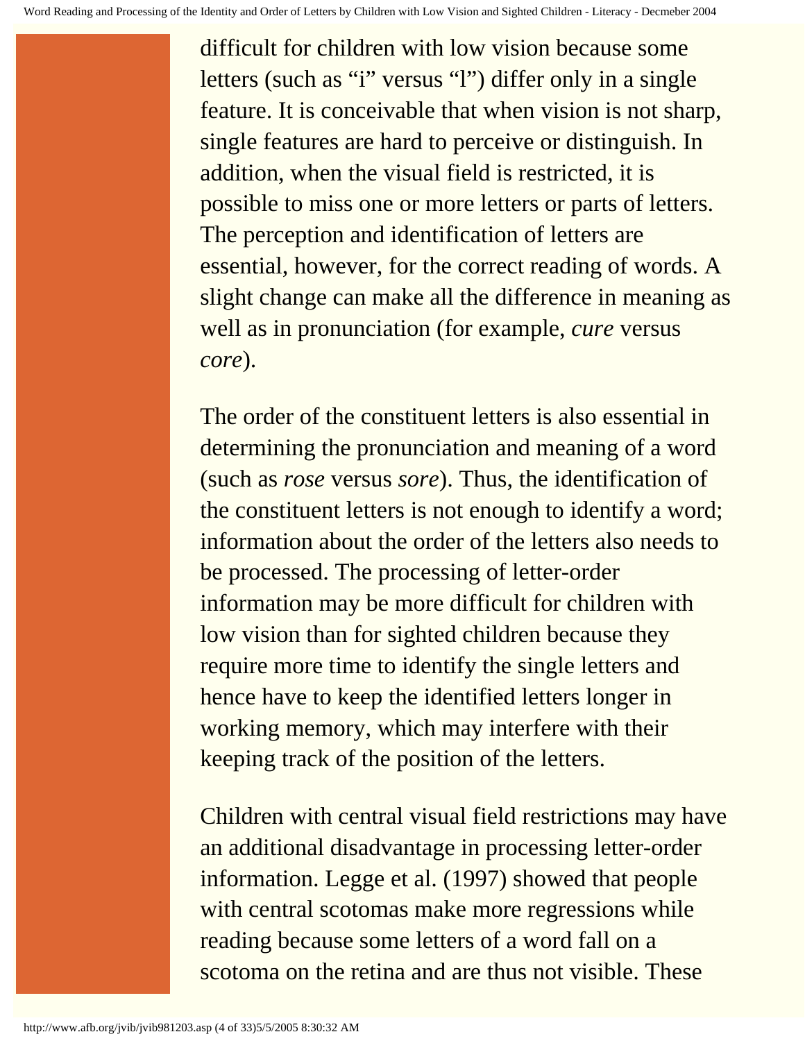difficult for children with low vision because some letters (such as “i” versus “l”) differ only in a single feature. It is conceivable that when vision is not sharp, single features are hard to perceive or distinguish. In addition, when the visual field is restricted, it is possible to miss one or more letters or parts of letters. The perception and identification of letters are essential, however, for the correct reading of words. A slight change can make all the difference in meaning as well as in pronunciation (for example, *cure* versus *core*).

The order of the constituent letters is also essential in determining the pronunciation and meaning of a word (such as *rose* versus *sore*). Thus, the identification of the constituent letters is not enough to identify a word; information about the order of the letters also needs to be processed. The processing of letter-order information may be more difficult for children with low vision than for sighted children because they require more time to identify the single letters and hence have to keep the identified letters longer in working memory, which may interfere with their keeping track of the position of the letters.

Children with central visual field restrictions may have an additional disadvantage in processing letter-order information. Legge et al. (1997) showed that people with central scotomas make more regressions while reading because some letters of a word fall on a scotoma on the retina and are thus not visible. These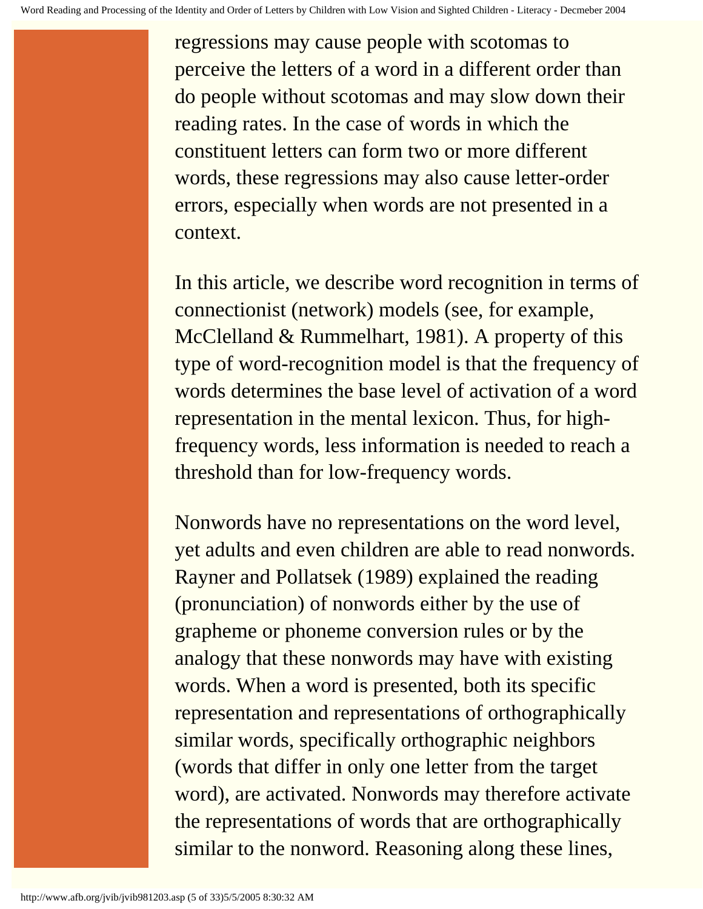regressions may cause people with scotomas to perceive the letters of a word in a different order than do people without scotomas and may slow down their reading rates. In the case of words in which the constituent letters can form two or more different words, these regressions may also cause letter-order errors, especially when words are not presented in a context.

In this article, we describe word recognition in terms of connectionist (network) models (see, for example, McClelland & Rummelhart, 1981). A property of this type of word-recognition model is that the frequency of words determines the base level of activation of a word representation in the mental lexicon. Thus, for high-frequency words, less information is needed to reach a threshold than for low-frequency words.

Nonwords have no representations on the word level, yet adults and even children are able to read nonwords. Rayner and Pollatsek (1989) explained the reading (pronunciation) of nonwords either by the use of grapheme or phoneme conversion rules or by the analogy that these nonwords may have with existing words. When a word is presented, both its specific representation and representations of orthographically similar words, specifically orthographic neighbors (words that differ in only one letter from the target word), are activated. Nonwords may therefore activate the representations of words that are orthographically similar to the nonword. Reasoning along these lines,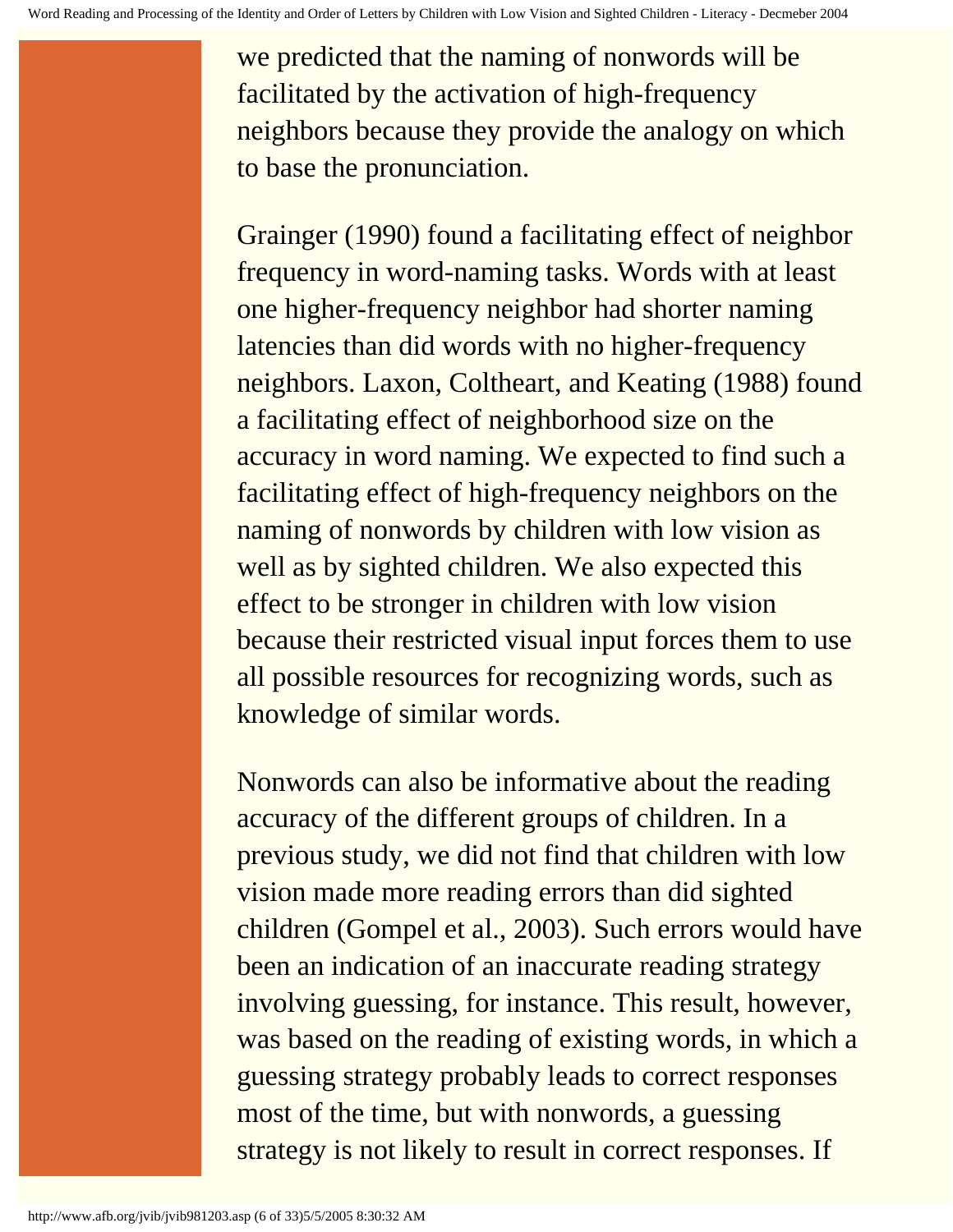we predicted that the naming of nonwords will be facilitated by the activation of high-frequency neighbors because they provide the analogy on which to base the pronunciation.

Grainger (1990) found a facilitating effect of neighbor frequency in word-naming tasks. Words with at least one higher-frequency neighbor had shorter naming latencies than did words with no higher-frequency neighbors. Laxon, Coltheart, and Keating (1988) found a facilitating effect of neighborhood size on the accuracy in word naming. We expected to find such a facilitating effect of high-frequency neighbors on the naming of nonwords by children with low vision as well as by sighted children. We also expected this effect to be stronger in children with low vision because their restricted visual input forces them to use all possible resources for recognizing words, such as knowledge of similar words.

Nonwords can also be informative about the reading accuracy of the different groups of children. In a previous study, we did not find that children with low vision made more reading errors than did sighted children (Gompel et al., 2003). Such errors would have been an indication of an inaccurate reading strategy involving guessing, for instance. This result, however, was based on the reading of existing words, in which a guessing strategy probably leads to correct responses most of the time, but with nonwords, a guessing strategy is not likely to result in correct responses. If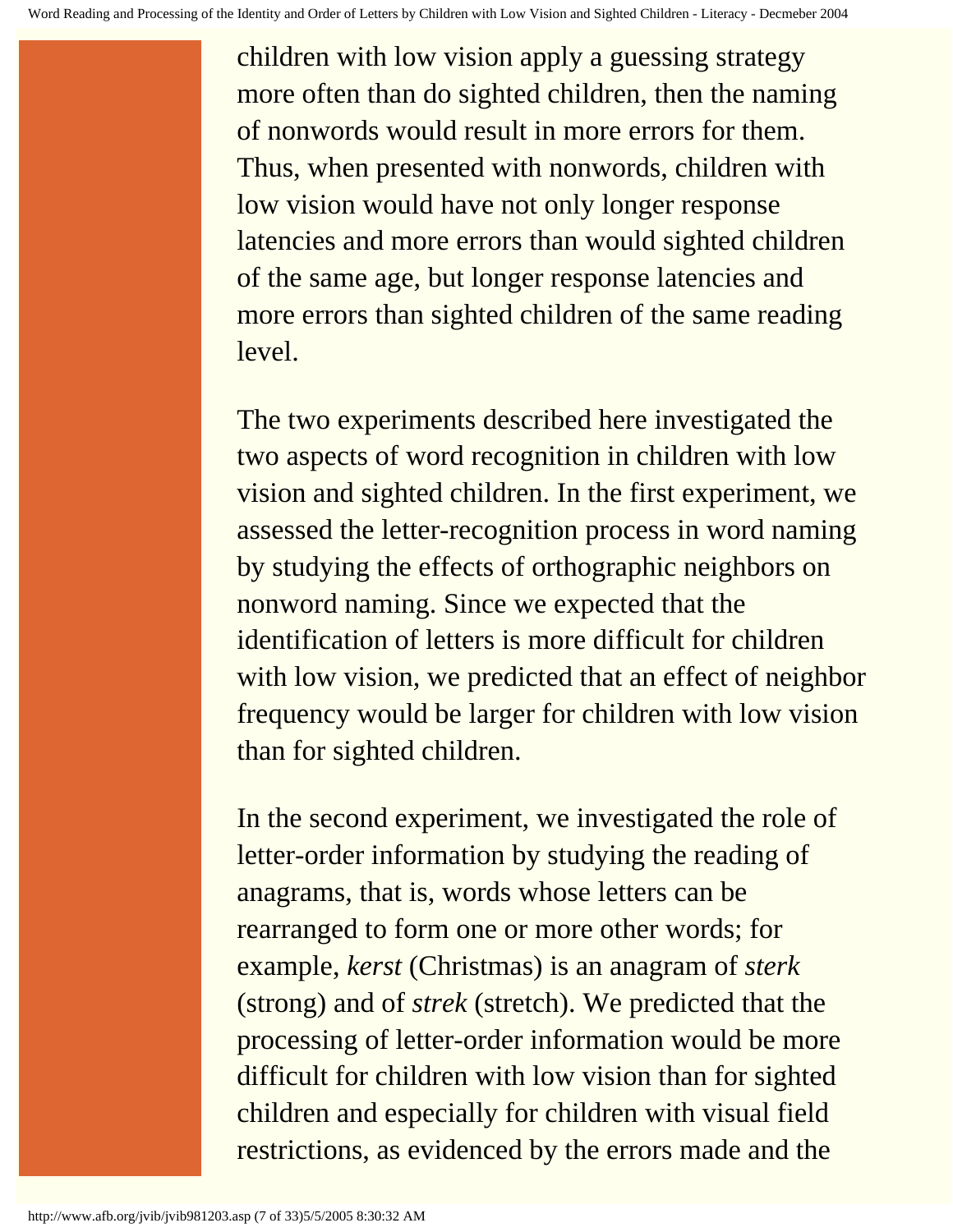children with low vision apply a guessing strategy more often than do sighted children, then the naming of nonwords would result in more errors for them. Thus, when presented with nonwords, children with low vision would have not only longer response latencies and more errors than would sighted children of the same age, but longer response latencies and more errors than sighted children of the same reading level.

The two experiments described here investigated the two aspects of word recognition in children with low vision and sighted children. In the first experiment, we assessed the letter-recognition process in word naming by studying the effects of orthographic neighbors on nonword naming. Since we expected that the identification of letters is more difficult for children with low vision, we predicted that an effect of neighbor frequency would be larger for children with low vision than for sighted children.

In the second experiment, we investigated the role of letter-order information by studying the reading of anagrams, that is, words whose letters can be rearranged to form one or more other words; for example, *kerst* (Christmas) is an anagram of *sterk* (strong) and of *strek* (stretch). We predicted that the processing of letter-order information would be more difficult for children with low vision than for sighted children and especially for children with visual field restrictions, as evidenced by the errors made and the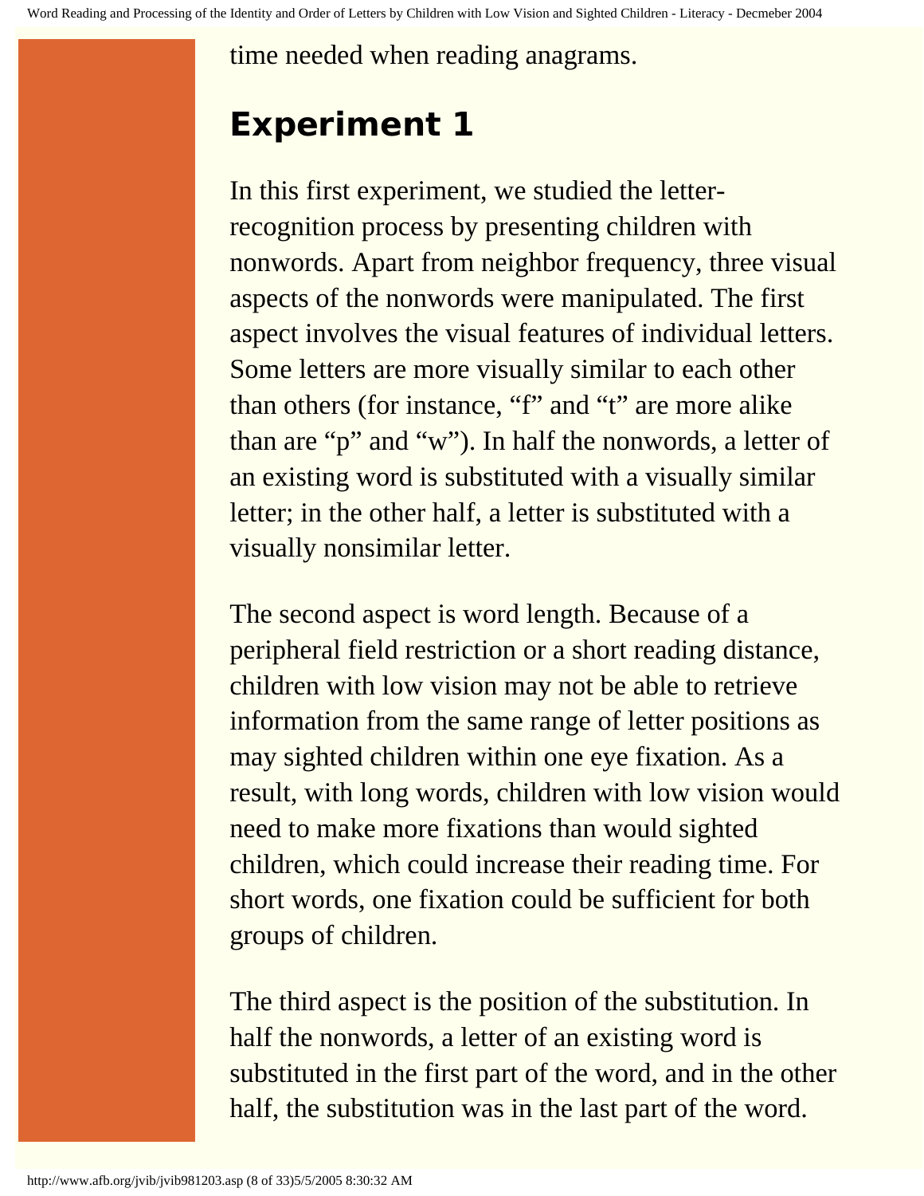time needed when reading anagrams.

## Experiment 1

In this first experiment, we studied the letter-recognition process by presenting children with nonwords. Apart from neighbor frequency, three visual aspects of the nonwords were manipulated. The first aspect involves the visual features of individual letters. Some letters are more visually similar to each other than others (for instance, "f" and "t" are more alike than are "p" and "w"). In half the nonwords, a letter of an existing word is substituted with a visually similar letter; in the other half, a letter is substituted with a visually nonsimilar letter.

The second aspect is word length. Because of a peripheral field restriction or a short reading distance, children with low vision may not be able to retrieve information from the same range of letter positions as may sighted children within one eye fixation. As a result, with long words, children with low vision would need to make more fixations than would sighted children, which could increase their reading time. For short words, one fixation could be sufficient for both groups of children.

The third aspect is the position of the substitution. In half the nonwords, a letter of an existing word is substituted in the first part of the word, and in the other half, the substitution was in the last part of the word.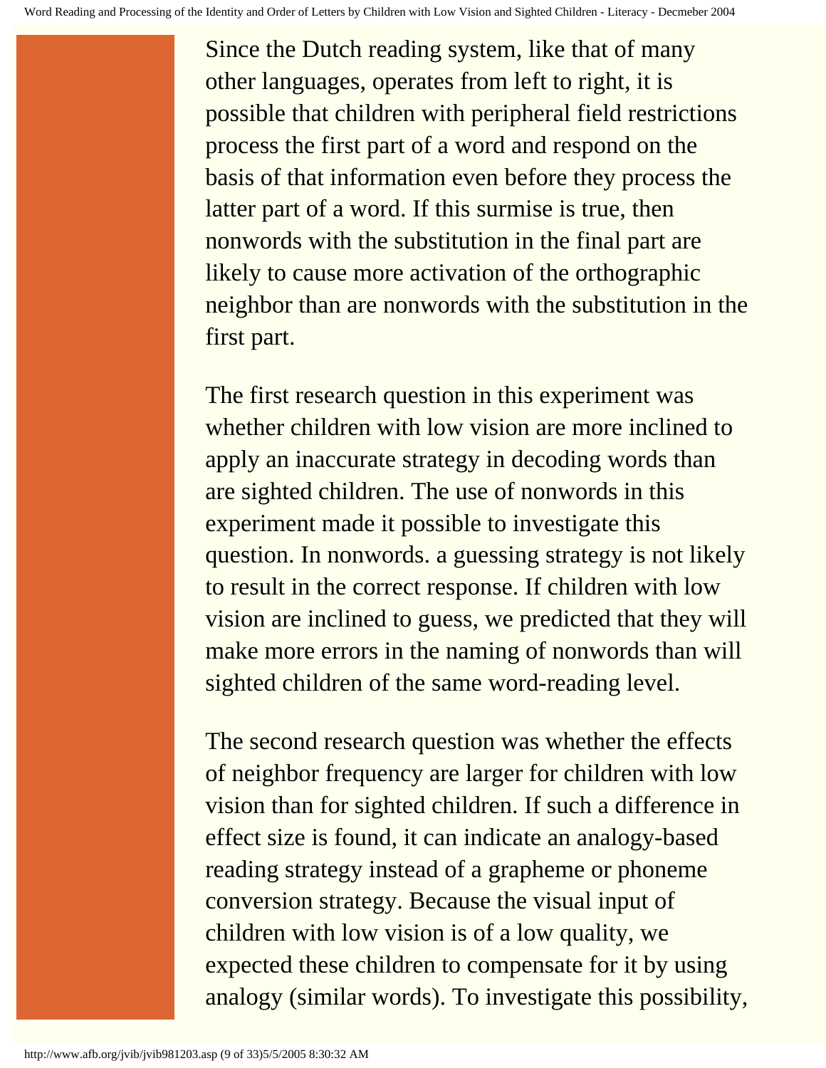Since the Dutch reading system, like that of many other languages, operates from left to right, it is possible that children with peripheral field restrictions process the first part of a word and respond on the basis of that information even before they process the latter part of a word. If this surmise is true, then nonwords with the substitution in the final part are likely to cause more activation of the orthographic neighbor than are nonwords with the substitution in the first part.

The first research question in this experiment was whether children with low vision are more inclined to apply an inaccurate strategy in decoding words than are sighted children. The use of nonwords in this experiment made it possible to investigate this question. In nonwords. a guessing strategy is not likely to result in the correct response. If children with low vision are inclined to guess, we predicted that they will make more errors in the naming of nonwords than will sighted children of the same word-reading level.

The second research question was whether the effects of neighbor frequency are larger for children with low vision than for sighted children. If such a difference in effect size is found, it can indicate an analogy-based reading strategy instead of a grapheme or phoneme conversion strategy. Because the visual input of children with low vision is of a low quality, we expected these children to compensate for it by using analogy (similar words). To investigate this possibility,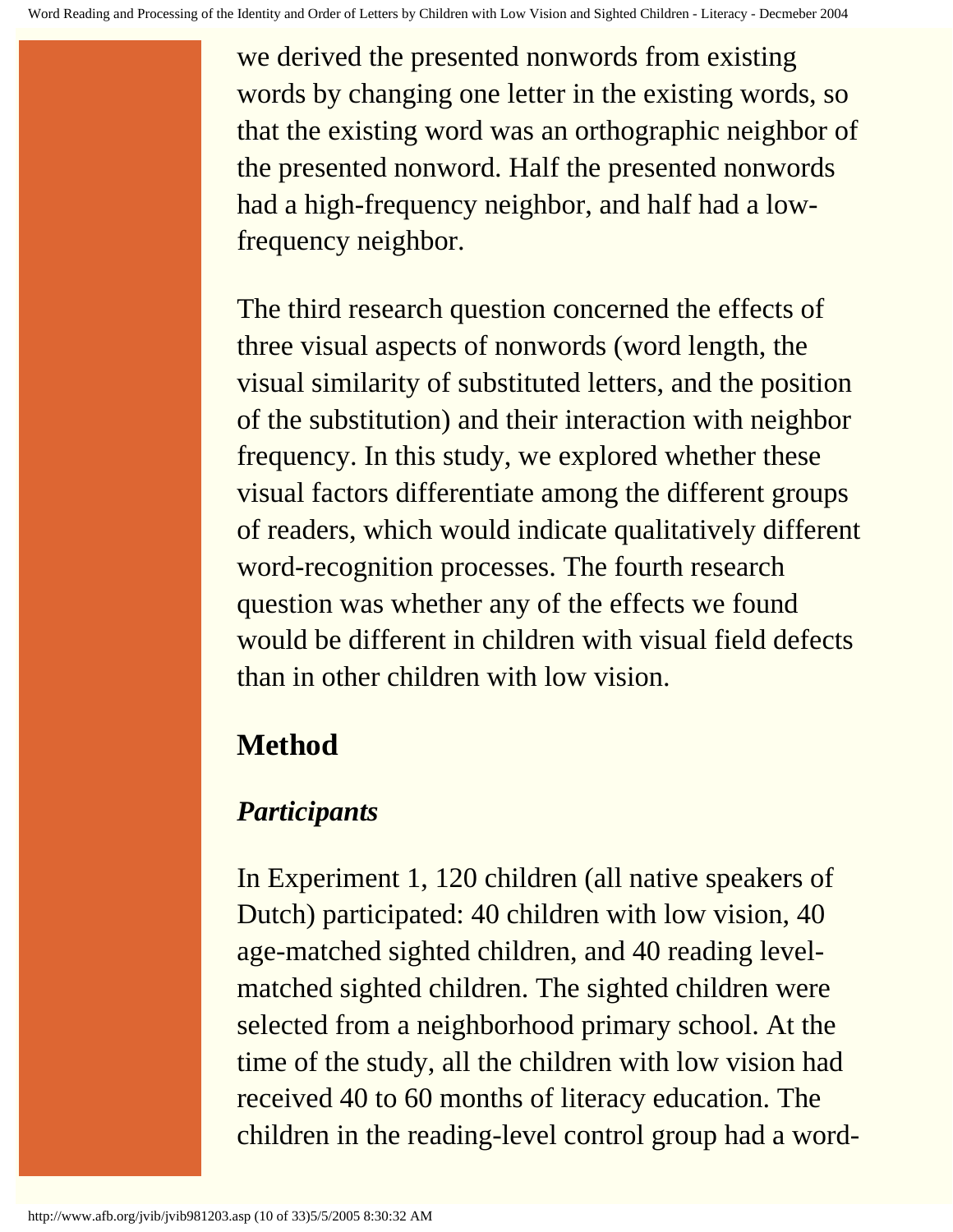we derived the presented nonwords from existing words by changing one letter in the existing words, so that the existing word was an orthographic neighbor of the presented nonword. Half the presented nonwords had a high-frequency neighbor, and half had a low-frequency neighbor.

The third research question concerned the effects of three visual aspects of nonwords (word length, the visual similarity of substituted letters, and the position of the substitution) and their interaction with neighbor frequency. In this study, we explored whether these visual factors differentiate among the different groups of readers, which would indicate qualitatively different word-recognition processes. The fourth research question was whether any of the effects we found would be different in children with visual field defects than in other children with low vision.

## Method

### *Participants*

In Experiment 1, 120 children (all native speakers of Dutch) participated: 40 children with low vision, 40 age-matched sighted children, and 40 reading level-matched sighted children. The sighted children were selected from a neighborhood primary school. At the time of the study, all the children with low vision had received 40 to 60 months of literacy education. The children in the reading-level control group had a word-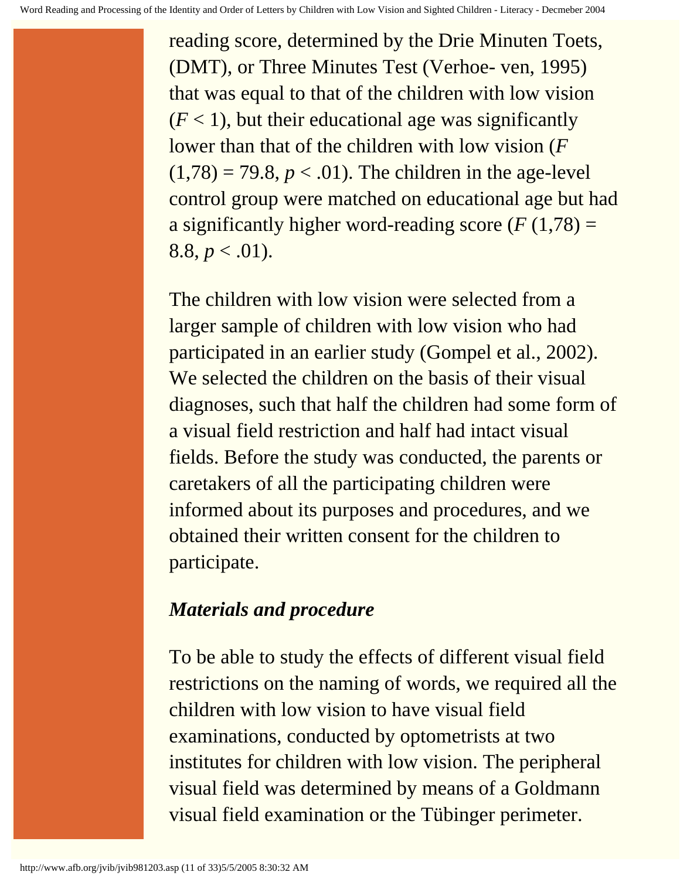reading score, determined by the Drie Minuten Toets, (DMT), or Three Minutes Test (Verhoe- ven, 1995) that was equal to that of the children with low vision ($F < 1$), but their educational age was significantly lower than that of the children with low vision ($F(1,78) = 79.8$, $p < .01$). The children in the age-level control group were matched on educational age but had a significantly higher word-reading score ($F(1,78) = 8.8$, $p < .01$).

The children with low vision were selected from a larger sample of children with low vision who had participated in an earlier study (Gompel et al., 2002). We selected the children on the basis of their visual diagnoses, such that half the children had some form of a visual field restriction and half had intact visual fields. Before the study was conducted, the parents or caretakers of all the participating children were informed about its purposes and procedures, and we obtained their written consent for the children to participate.

### *Materials and procedure*

To be able to study the effects of different visual field restrictions on the naming of words, we required all the children with low vision to have visual field examinations, conducted by optometrists at two institutes for children with low vision. The peripheral visual field was determined by means of a Goldmann visual field examination or the Tübinger perimeter.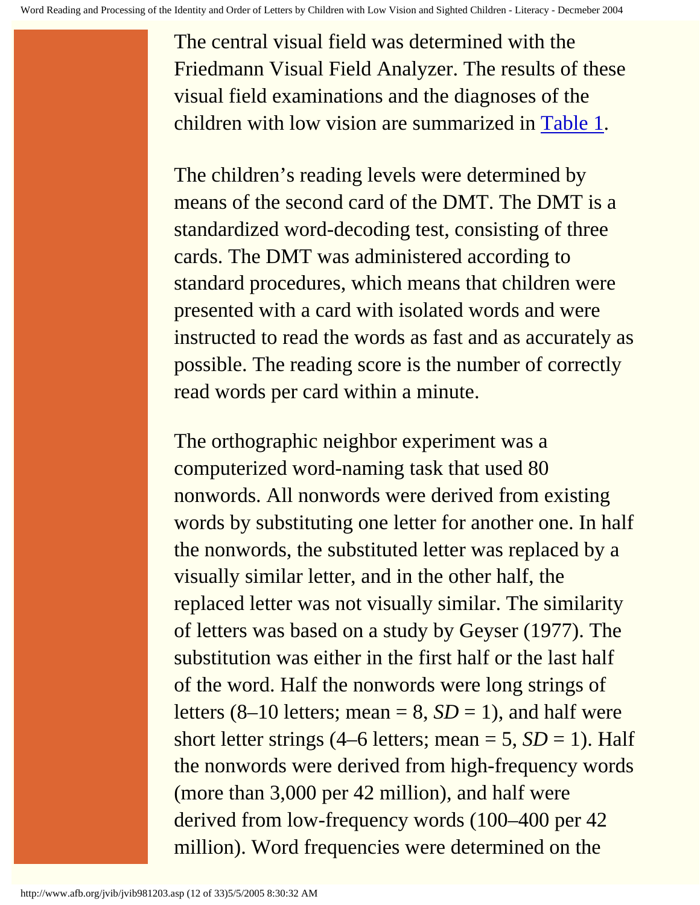The central visual field was determined with the Friedmann Visual Field Analyzer. The results of these visual field examinations and the diagnoses of the children with low vision are summarized in [Table 1](#).

The children's reading levels were determined by means of the second card of the DMT. The DMT is a standardized word-decoding test, consisting of three cards. The DMT was administered according to standard procedures, which means that children were presented with a card with isolated words and were instructed to read the words as fast and as accurately as possible. The reading score is the number of correctly read words per card within a minute.

The orthographic neighbor experiment was a computerized word-naming task that used 80 nonwords. All nonwords were derived from existing words by substituting one letter for another one. In half the nonwords, the substituted letter was replaced by a visually similar letter, and in the other half, the replaced letter was not visually similar. The similarity of letters was based on a study by Geyser (1977). The substitution was either in the first half or the last half of the word. Half the nonwords were long strings of letters (8–10 letters; mean = 8, *SD* = 1), and half were short letter strings (4–6 letters; mean = 5, *SD* = 1). Half the nonwords were derived from high-frequency words (more than 3,000 per 42 million), and half were derived from low-frequency words (100–400 per 42 million). Word frequencies were determined on the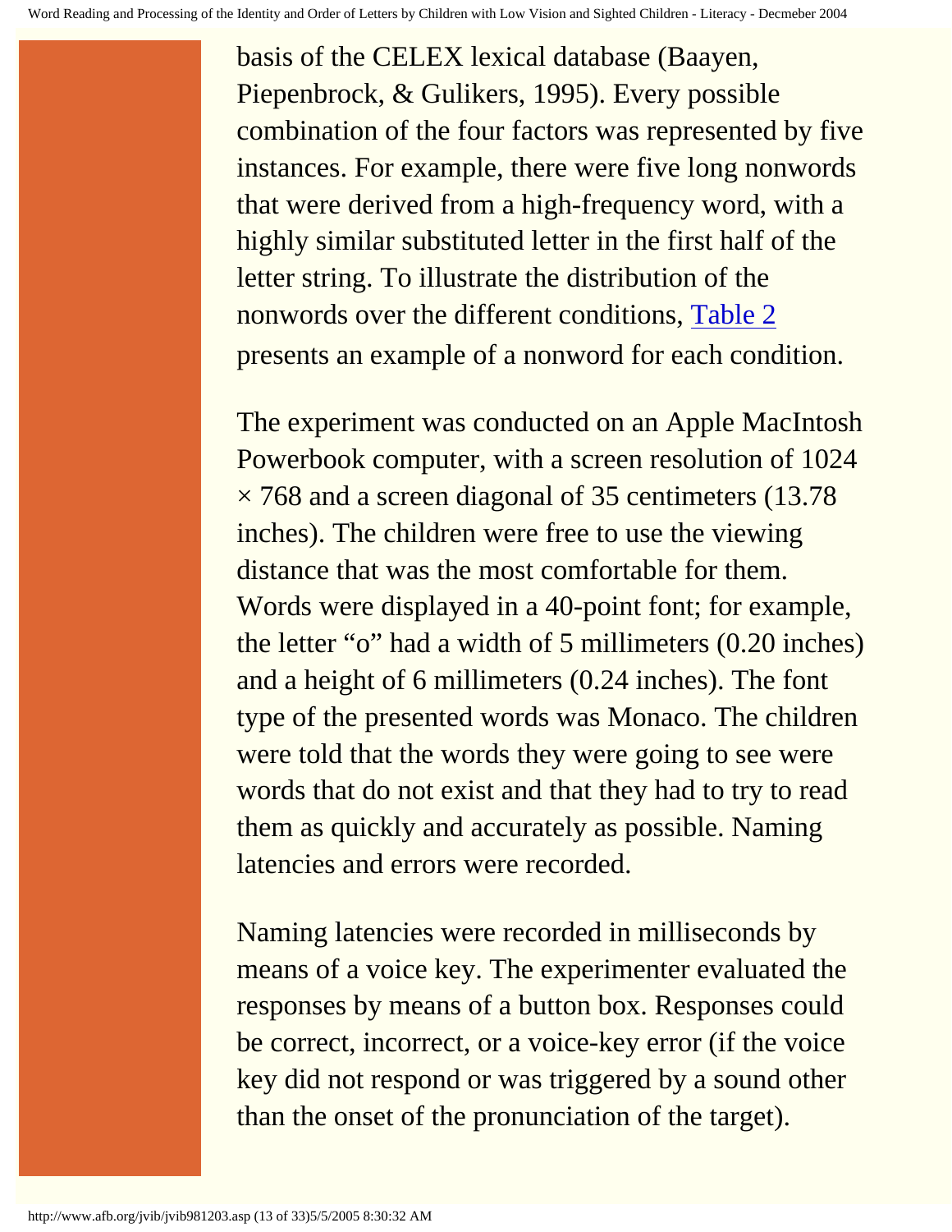basis of the CELEX lexical database (Baayen, Piepenbrock, & Gulikers, 1995). Every possible combination of the four factors was represented by five instances. For example, there were five long nonwords that were derived from a high-frequency word, with a highly similar substituted letter in the first half of the letter string. To illustrate the distribution of the nonwords over the different conditions, Table 2 presents an example of a nonword for each condition.

The experiment was conducted on an Apple MacIntosh Powerbook computer, with a screen resolution of 1024 × 768 and a screen diagonal of 35 centimeters (13.78 inches). The children were free to use the viewing distance that was the most comfortable for them. Words were displayed in a 40-point font; for example, the letter "o" had a width of 5 millimeters (0.20 inches) and a height of 6 millimeters (0.24 inches). The font type of the presented words was Monaco. The children were told that the words they were going to see were words that do not exist and that they had to try to read them as quickly and accurately as possible. Naming latencies and errors were recorded.

Naming latencies were recorded in milliseconds by means of a voice key. The experimenter evaluated the responses by means of a button box. Responses could be correct, incorrect, or a voice-key error (if the voice key did not respond or was triggered by a sound other than the onset of the pronunciation of the target).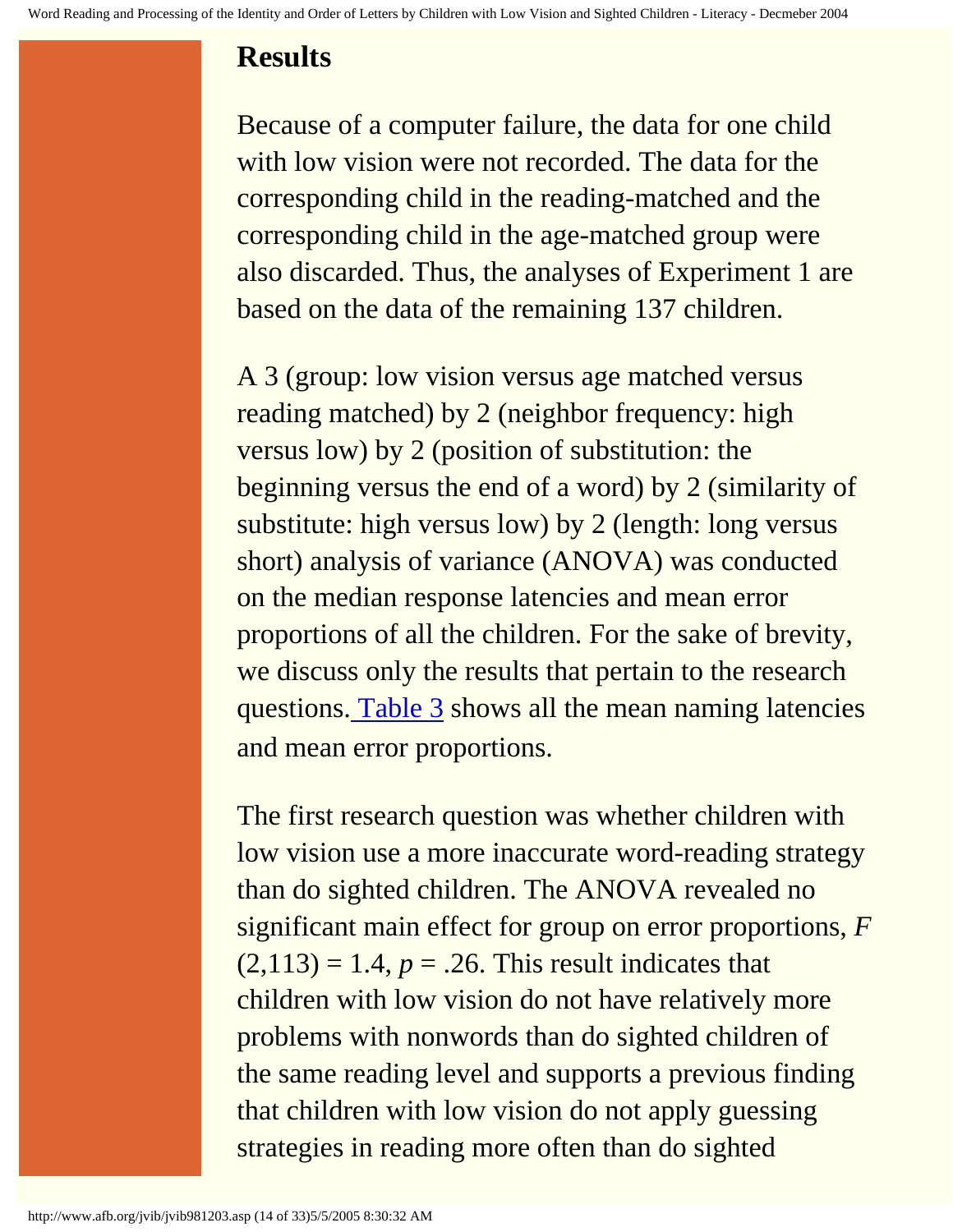## Results

Because of a computer failure, the data for one child with low vision were not recorded. The data for the corresponding child in the reading-matched and the corresponding child in the age-matched group were also discarded. Thus, the analyses of Experiment 1 are based on the data of the remaining 137 children.

A 3 (group: low vision versus age matched versus reading matched) by 2 (neighbor frequency: high versus low) by 2 (position of substitution: the beginning versus the end of a word) by 2 (similarity of substitute: high versus low) by 2 (length: long versus short) analysis of variance (ANOVA) was conducted on the median response latencies and mean error proportions of all the children. For the sake of brevity, we discuss only the results that pertain to the research questions. Table 3 shows all the mean naming latencies and mean error proportions.

The first research question was whether children with low vision use a more inaccurate word-reading strategy than do sighted children. The ANOVA revealed no significant main effect for group on error proportions, $F(2,113) = 1.4$, $p = .26$. This result indicates that children with low vision do not have relatively more problems with nonwords than do sighted children of the same reading level and supports a previous finding that children with low vision do not apply guessing strategies in reading more often than do sighted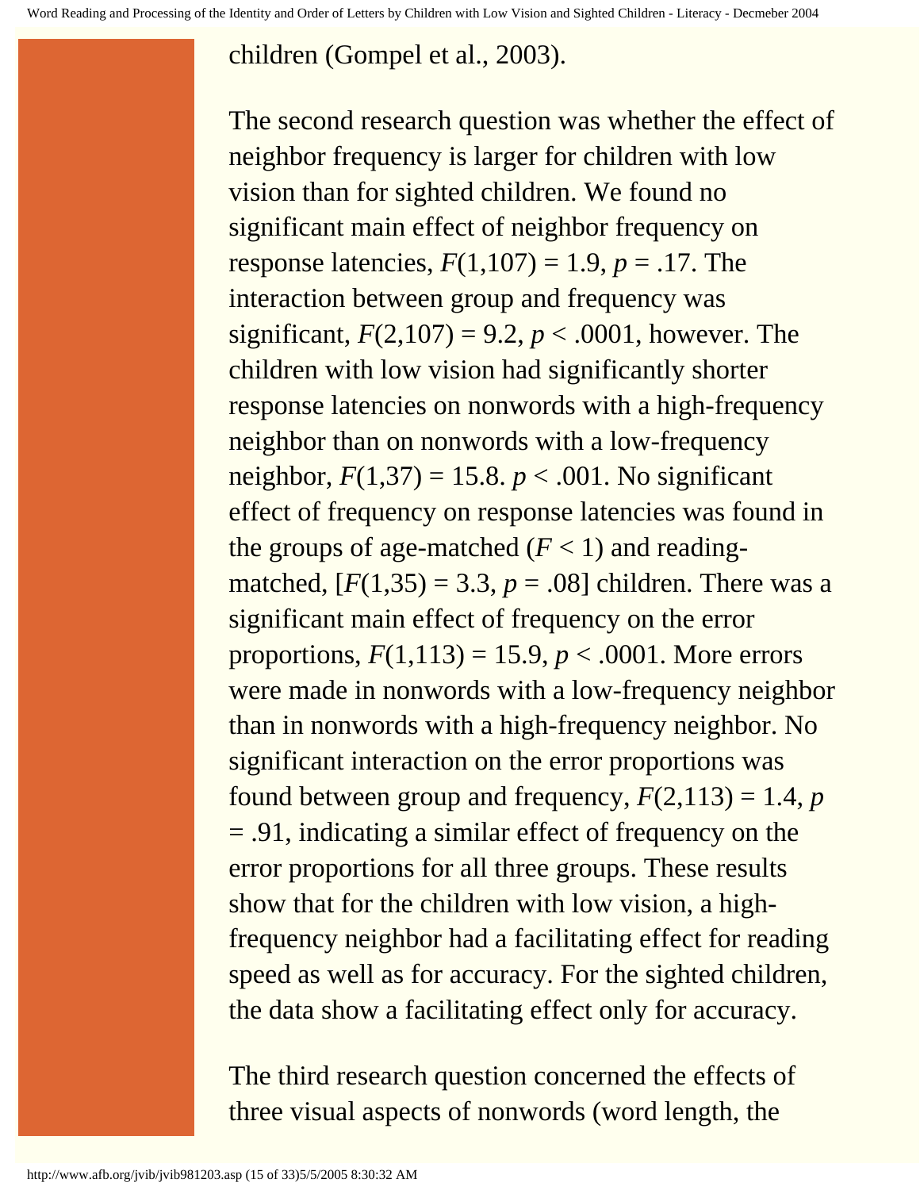children (Gompel et al., 2003).

The second research question was whether the effect of neighbor frequency is larger for children with low vision than for sighted children. We found no significant main effect of neighbor frequency on response latencies, $F(1,107) = 1.9$, $p = .17$. The interaction between group and frequency was significant, $F(2,107) = 9.2$, $p < .0001$, however. The children with low vision had significantly shorter response latencies on nonwords with a high-frequency neighbor than on nonwords with a low-frequency neighbor, $F(1,37) = 15.8$. $p < .001$. No significant effect of frequency on response latencies was found in the groups of age-matched ($F < 1$) and reading-matched, [$F(1,35) = 3.3$, $p = .08$] children. There was a significant main effect of frequency on the error proportions, $F(1,113) = 15.9$, $p < .0001$. More errors were made in nonwords with a low-frequency neighbor than in nonwords with a high-frequency neighbor. No significant interaction on the error proportions was found between group and frequency, $F(2,113) = 1.4$, $p = .91$, indicating a similar effect of frequency on the error proportions for all three groups. These results show that for the children with low vision, a high-frequency neighbor had a facilitating effect for reading speed as well as for accuracy. For the sighted children, the data show a facilitating effect only for accuracy.

The third research question concerned the effects of three visual aspects of nonwords (word length, the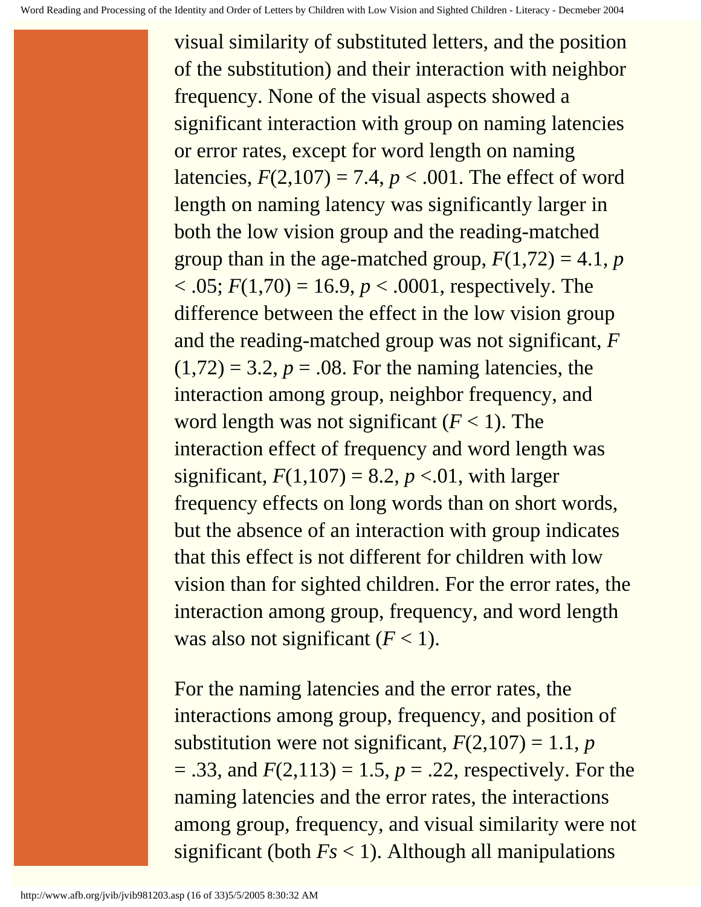visual similarity of substituted letters, and the position of the substitution) and their interaction with neighbor frequency. None of the visual aspects showed a significant interaction with group on naming latencies or error rates, except for word length on naming latencies, $F(2,107) = 7.4$, $p < .001$. The effect of word length on naming latency was significantly larger in both the low vision group and the reading-matched group than in the age-matched group, $F(1,72) = 4.1$, $p < .05$; $F(1,70) = 16.9$, $p < .0001$, respectively. The difference between the effect in the low vision group and the reading-matched group was not significant, $F(1,72) = 3.2$, $p = .08$. For the naming latencies, the interaction among group, neighbor frequency, and word length was not significant ($F < 1$). The interaction effect of frequency and word length was significant, $F(1,107) = 8.2$, $p < .01$, with larger frequency effects on long words than on short words, but the absence of an interaction with group indicates that this effect is not different for children with low vision than for sighted children. For the error rates, the interaction among group, frequency, and word length was also not significant ($F < 1$).

For the naming latencies and the error rates, the interactions among group, frequency, and position of substitution were not significant, $F(2,107) = 1.1$, $p = .33$, and $F(2,113) = 1.5$, $p = .22$, respectively. For the naming latencies and the error rates, the interactions among group, frequency, and visual similarity were not significant (both $Fs < 1$). Although all manipulations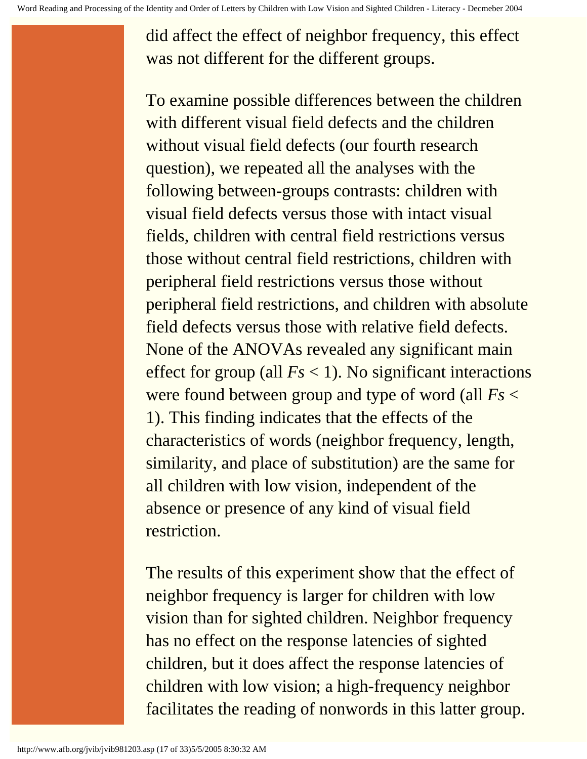did affect the effect of neighbor frequency, this effect was not different for the different groups.

To examine possible differences between the children with different visual field defects and the children without visual field defects (our fourth research question), we repeated all the analyses with the following between-groups contrasts: children with visual field defects versus those with intact visual fields, children with central field restrictions versus those without central field restrictions, children with peripheral field restrictions versus those without peripheral field restrictions, and children with absolute field defects versus those with relative field defects. None of the ANOVAs revealed any significant main effect for group (all $Fs < 1$). No significant interactions were found between group and type of word (all $Fs < 1$). This finding indicates that the effects of the characteristics of words (neighbor frequency, length, similarity, and place of substitution) are the same for all children with low vision, independent of the absence or presence of any kind of visual field restriction.

The results of this experiment show that the effect of neighbor frequency is larger for children with low vision than for sighted children. Neighbor frequency has no effect on the response latencies of sighted children, but it does affect the response latencies of children with low vision; a high-frequency neighbor facilitates the reading of nonwords in this latter group.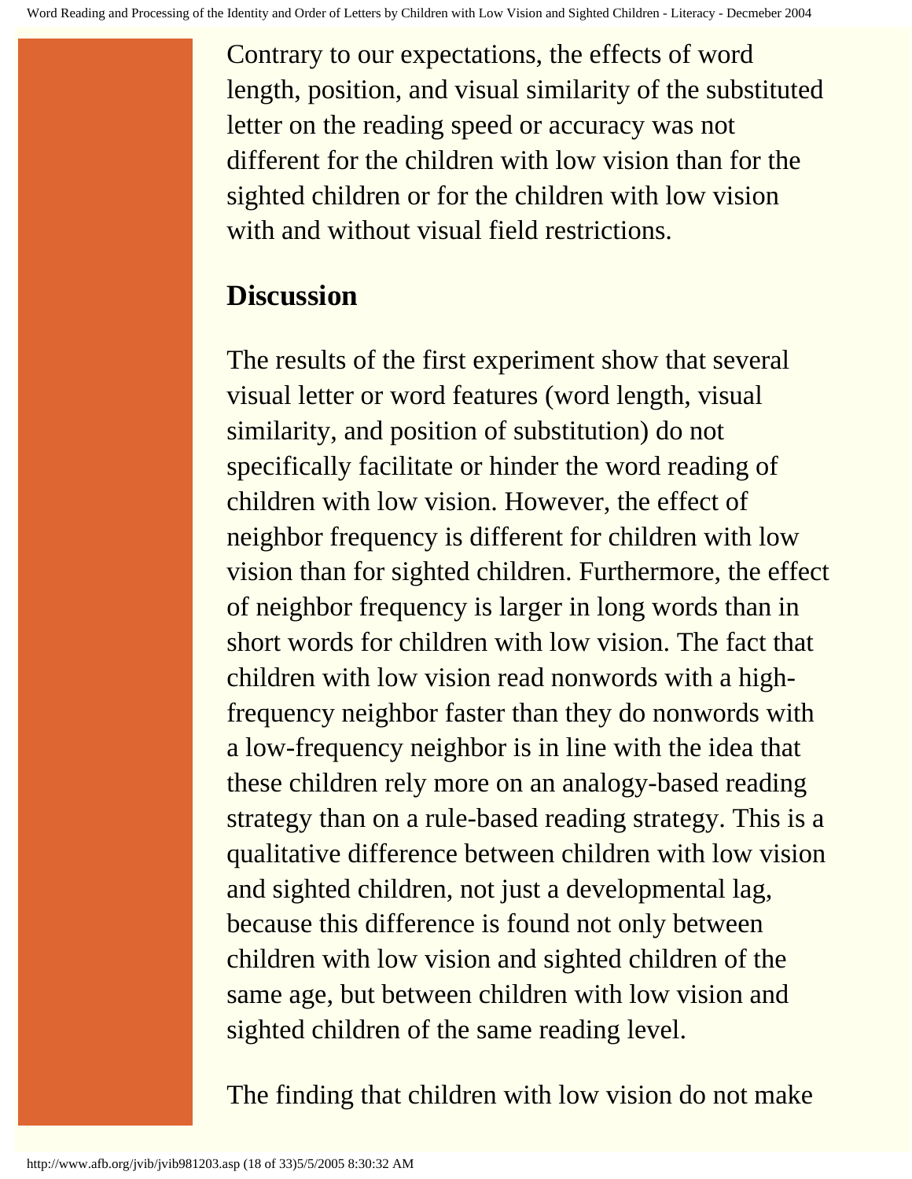Contrary to our expectations, the effects of word length, position, and visual similarity of the substituted letter on the reading speed or accuracy was not different for the children with low vision than for the sighted children or for the children with low vision with and without visual field restrictions.

## Discussion

The results of the first experiment show that several visual letter or word features (word length, visual similarity, and position of substitution) do not specifically facilitate or hinder the word reading of children with low vision. However, the effect of neighbor frequency is different for children with low vision than for sighted children. Furthermore, the effect of neighbor frequency is larger in long words than in short words for children with low vision. The fact that children with low vision read nonwords with a high-frequency neighbor faster than they do nonwords with a low-frequency neighbor is in line with the idea that these children rely more on an analogy-based reading strategy than on a rule-based reading strategy. This is a qualitative difference between children with low vision and sighted children, not just a developmental lag, because this difference is found not only between children with low vision and sighted children of the same age, but between children with low vision and sighted children of the same reading level.

The finding that children with low vision do not make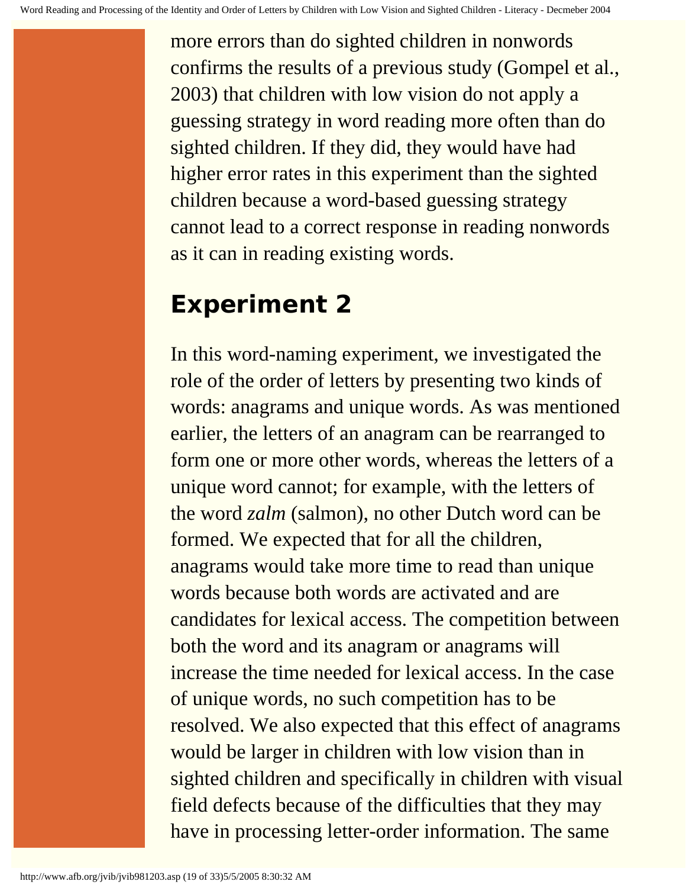more errors than do sighted children in nonwords confirms the results of a previous study (Gompel et al., 2003) that children with low vision do not apply a guessing strategy in word reading more often than do sighted children. If they did, they would have had higher error rates in this experiment than the sighted children because a word-based guessing strategy cannot lead to a correct response in reading nonwords as it can in reading existing words.

## Experiment 2

In this word-naming experiment, we investigated the role of the order of letters by presenting two kinds of words: anagrams and unique words. As was mentioned earlier, the letters of an anagram can be rearranged to form one or more other words, whereas the letters of a unique word cannot; for example, with the letters of the word *zalm* (salmon), no other Dutch word can be formed. We expected that for all the children, anagrams would take more time to read than unique words because both words are activated and are candidates for lexical access. The competition between both the word and its anagram or anagrams will increase the time needed for lexical access. In the case of unique words, no such competition has to be resolved. We also expected that this effect of anagrams would be larger in children with low vision than in sighted children and specifically in children with visual field defects because of the difficulties that they may have in processing letter-order information. The same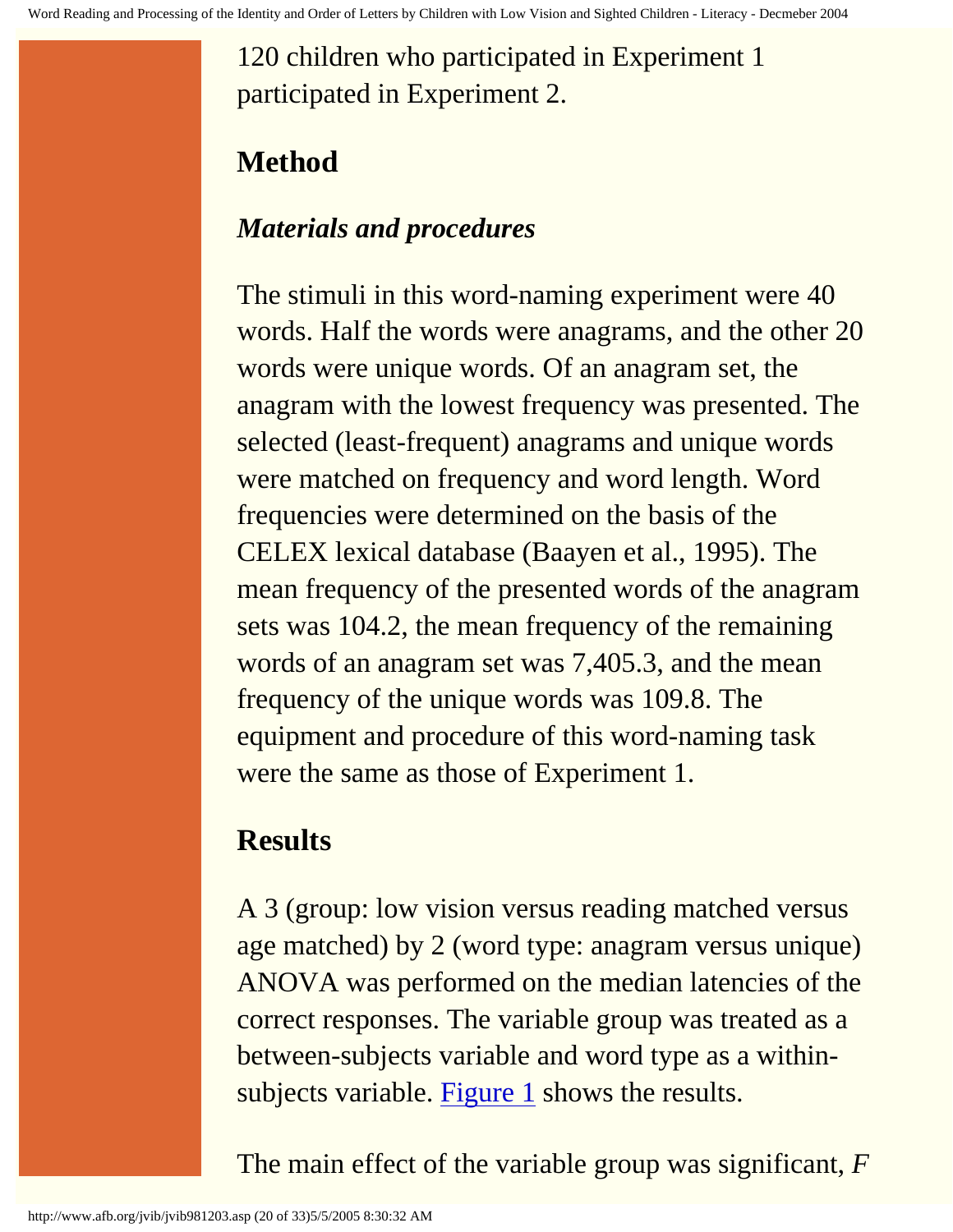120 children who participated in Experiment 1 participated in Experiment 2.

## Method

### *Materials and procedures*

The stimuli in this word-naming experiment were 40 words. Half the words were anagrams, and the other 20 words were unique words. Of an anagram set, the anagram with the lowest frequency was presented. The selected (least-frequent) anagrams and unique words were matched on frequency and word length. Word frequencies were determined on the basis of the CELEX lexical database (Baayen et al., 1995). The mean frequency of the presented words of the anagram sets was 104.2, the mean frequency of the remaining words of an anagram set was 7,405.3, and the mean frequency of the unique words was 109.8. The equipment and procedure of this word-naming task were the same as those of Experiment 1.

## Results

A 3 (group: low vision versus reading matched versus age matched) by 2 (word type: anagram versus unique) ANOVA was performed on the median latencies of the correct responses. The variable group was treated as a between-subjects variable and word type as a within-subjects variable. Figure 1 shows the results.

The main effect of the variable group was significant, $F$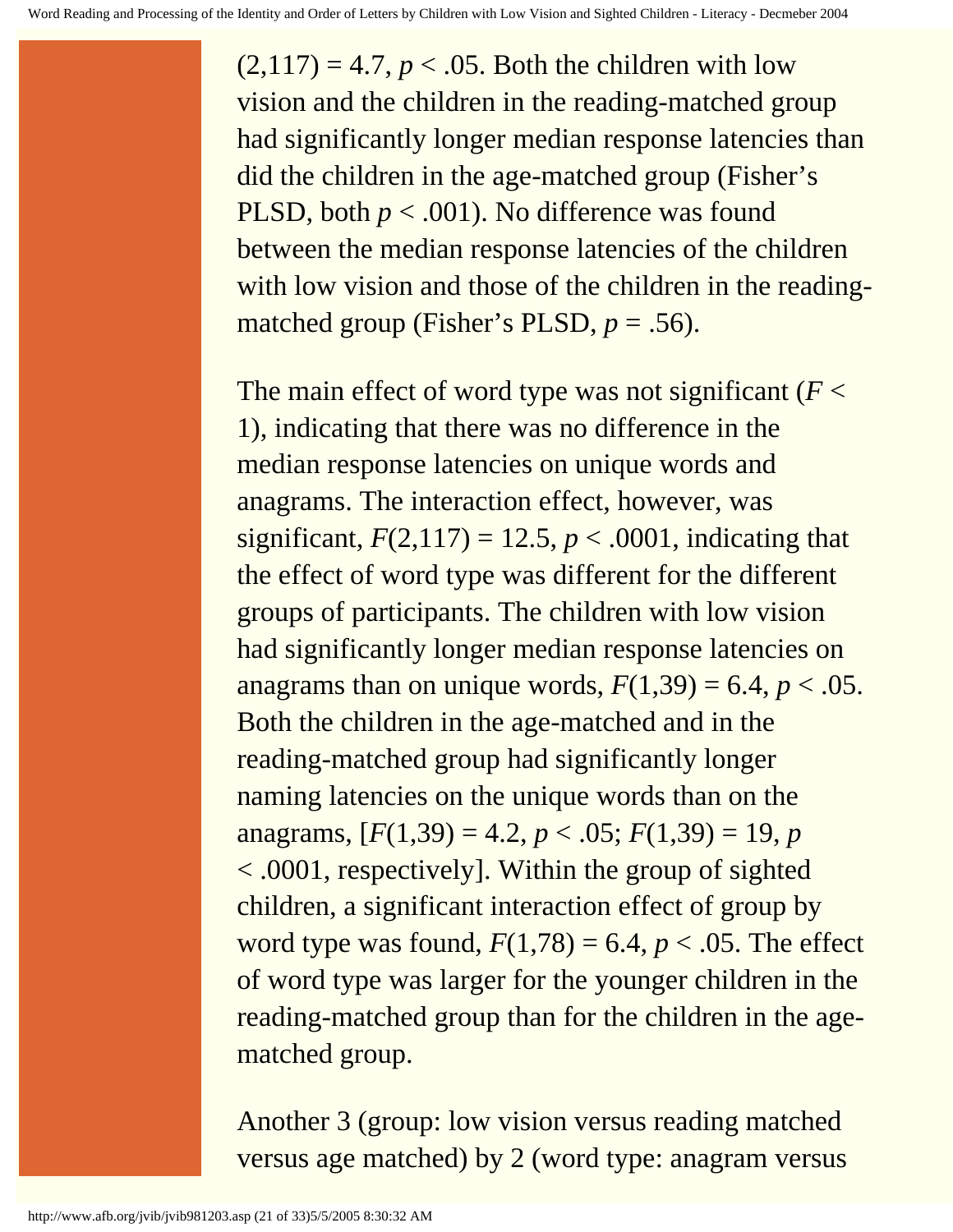$(2,117) = 4.7$, $p < .05$. Both the children with low vision and the children in the reading-matched group had significantly longer median response latencies than did the children in the age-matched group (Fisher's PLSD, both $p < .001$). No difference was found between the median response latencies of the children with low vision and those of the children in the reading-matched group (Fisher's PLSD, $p = .56$).

The main effect of word type was not significant ($F < 1$), indicating that there was no difference in the median response latencies on unique words and anagrams. The interaction effect, however, was significant, $F(2,117) = 12.5$, $p < .0001$, indicating that the effect of word type was different for the different groups of participants. The children with low vision had significantly longer median response latencies on anagrams than on unique words, $F(1,39) = 6.4$, $p < .05$. Both the children in the age-matched and in the reading-matched group had significantly longer naming latencies on the unique words than on the anagrams, [$F(1,39) = 4.2$, $p < .05$; $F(1,39) = 19$, $p < .0001$, respectively]. Within the group of sighted children, a significant interaction effect of group by word type was found, $F(1,78) = 6.4$, $p < .05$. The effect of word type was larger for the younger children in the reading-matched group than for the children in the age-matched group.

Another 3 (group: low vision versus reading matched versus age matched) by 2 (word type: anagram versus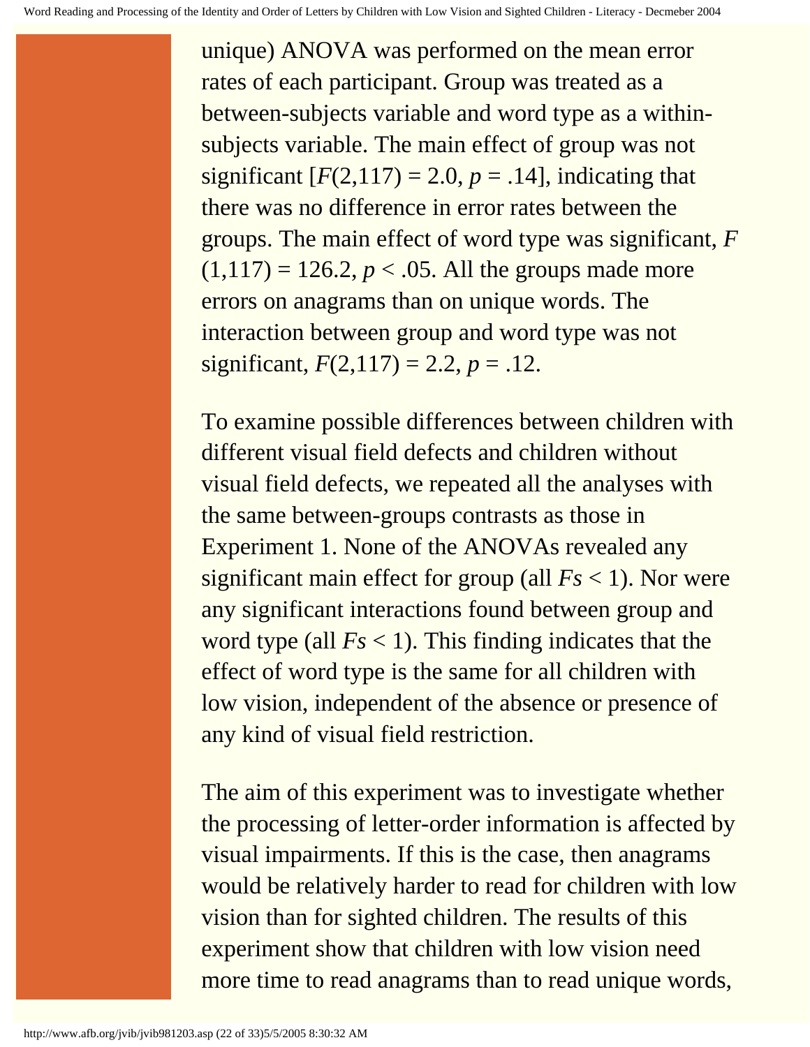unique) ANOVA was performed on the mean error rates of each participant. Group was treated as a between-subjects variable and word type as a within-subjects variable. The main effect of group was not significant [$F(2,117) = 2.0$, $p = .14$], indicating that there was no difference in error rates between the groups. The main effect of word type was significant, $F(1,117) = 126.2$, $p < .05$. All the groups made more errors on anagrams than on unique words. The interaction between group and word type was not significant, $F(2,117) = 2.2$, $p = .12$.

To examine possible differences between children with different visual field defects and children without visual field defects, we repeated all the analyses with the same between-groups contrasts as those in Experiment 1. None of the ANOVAs revealed any significant main effect for group (all $Fs < 1$). Nor were any significant interactions found between group and word type (all $Fs < 1$). This finding indicates that the effect of word type is the same for all children with low vision, independent of the absence or presence of any kind of visual field restriction.

The aim of this experiment was to investigate whether the processing of letter-order information is affected by visual impairments. If this is the case, then anagrams would be relatively harder to read for children with low vision than for sighted children. The results of this experiment show that children with low vision need more time to read anagrams than to read unique words,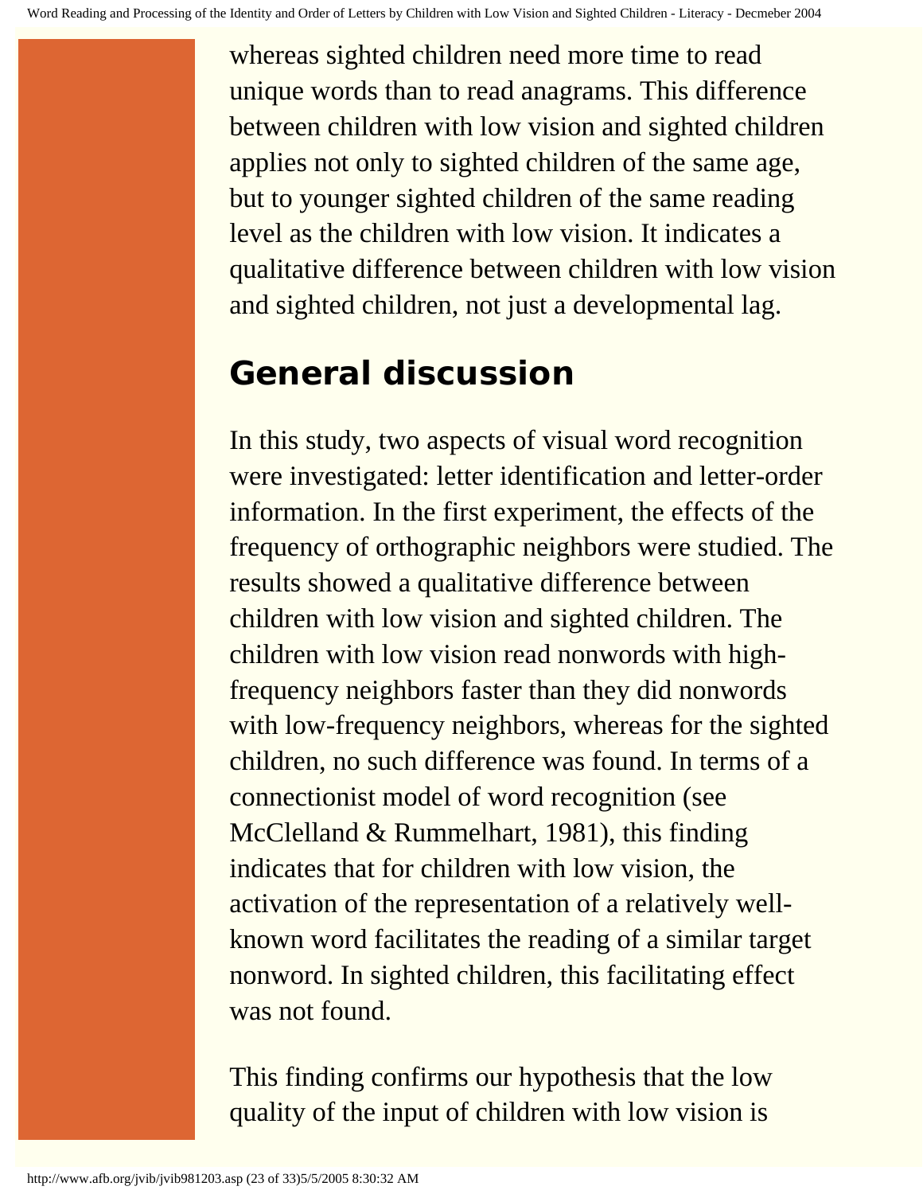whereas sighted children need more time to read unique words than to read anagrams. This difference between children with low vision and sighted children applies not only to sighted children of the same age, but to younger sighted children of the same reading level as the children with low vision. It indicates a qualitative difference between children with low vision and sighted children, not just a developmental lag.

## General discussion

In this study, two aspects of visual word recognition were investigated: letter identification and letter-order information. In the first experiment, the effects of the frequency of orthographic neighbors were studied. The results showed a qualitative difference between children with low vision and sighted children. The children with low vision read nonwords with high-frequency neighbors faster than they did nonwords with low-frequency neighbors, whereas for the sighted children, no such difference was found. In terms of a connectionist model of word recognition (see McClelland & Rummelhart, 1981), this finding indicates that for children with low vision, the activation of the representation of a relatively well-known word facilitates the reading of a similar target nonword. In sighted children, this facilitating effect was not found.

This finding confirms our hypothesis that the low quality of the input of children with low vision is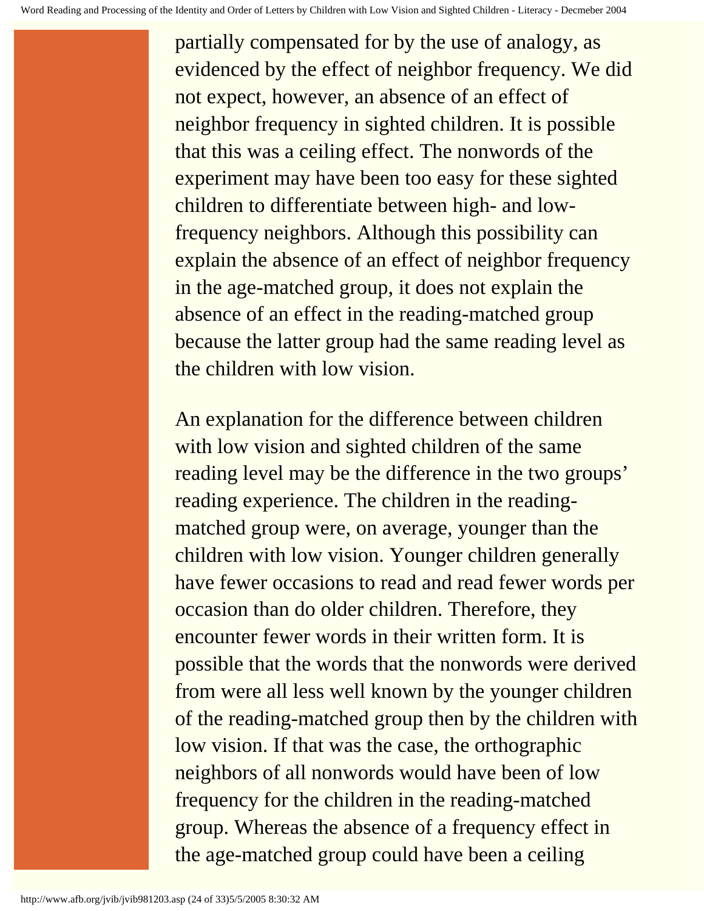partially compensated for by the use of analogy, as evidenced by the effect of neighbor frequency. We did not expect, however, an absence of an effect of neighbor frequency in sighted children. It is possible that this was a ceiling effect. The nonwords of the experiment may have been too easy for these sighted children to differentiate between high- and low-frequency neighbors. Although this possibility can explain the absence of an effect of neighbor frequency in the age-matched group, it does not explain the absence of an effect in the reading-matched group because the latter group had the same reading level as the children with low vision.

An explanation for the difference between children with low vision and sighted children of the same reading level may be the difference in the two groups' reading experience. The children in the reading-matched group were, on average, younger than the children with low vision. Younger children generally have fewer occasions to read and read fewer words per occasion than do older children. Therefore, they encounter fewer words in their written form. It is possible that the words that the nonwords were derived from were all less well known by the younger children of the reading-matched group then by the children with low vision. If that was the case, the orthographic neighbors of all nonwords would have been of low frequency for the children in the reading-matched group. Whereas the absence of a frequency effect in the age-matched group could have been a ceiling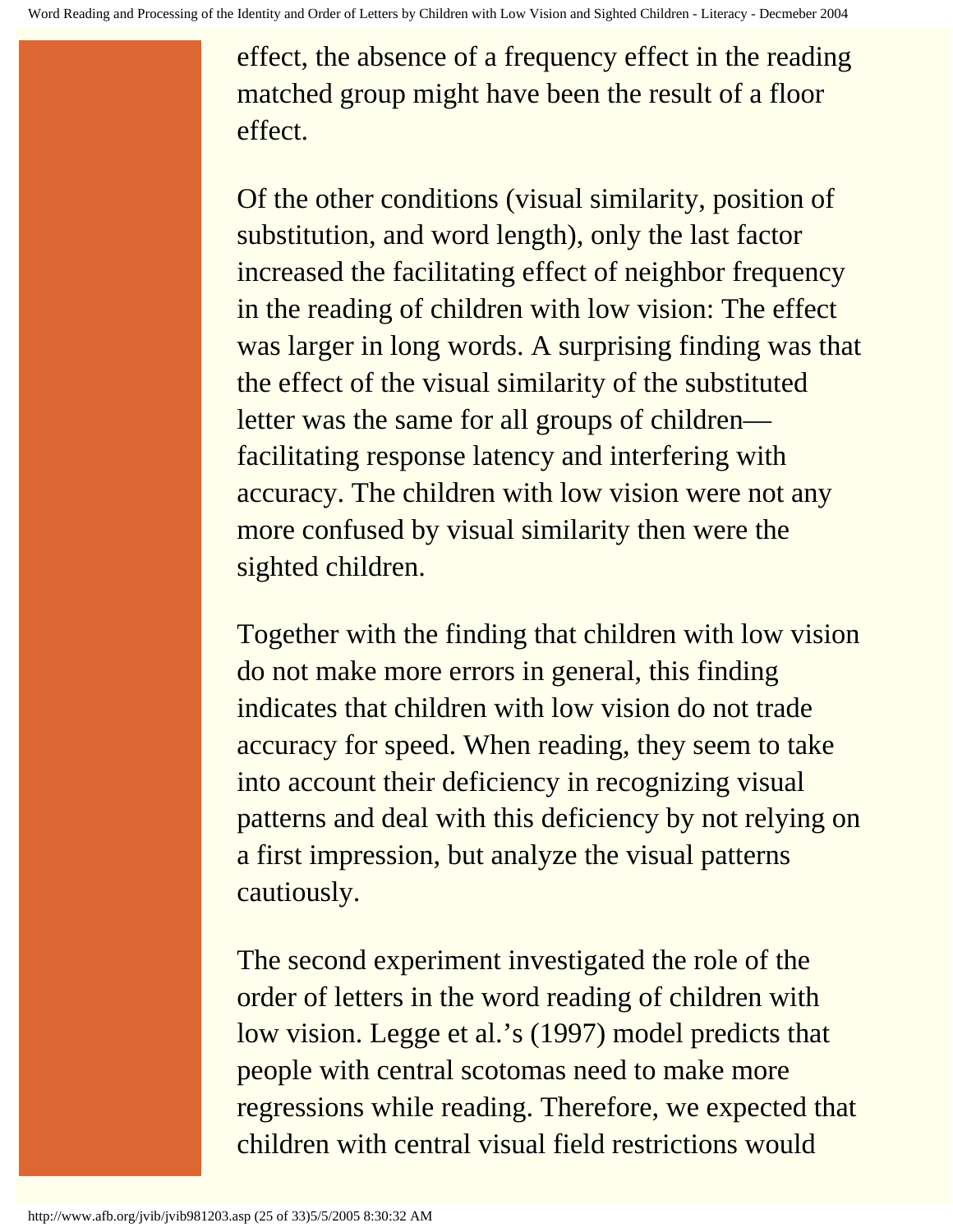effect, the absence of a frequency effect in the reading matched group might have been the result of a floor effect.

Of the other conditions (visual similarity, position of substitution, and word length), only the last factor increased the facilitating effect of neighbor frequency in the reading of children with low vision: The effect was larger in long words. A surprising finding was that the effect of the visual similarity of the substituted letter was the same for all groups of children—facilitating response latency and interfering with accuracy. The children with low vision were not any more confused by visual similarity then were the sighted children.

Together with the finding that children with low vision do not make more errors in general, this finding indicates that children with low vision do not trade accuracy for speed. When reading, they seem to take into account their deficiency in recognizing visual patterns and deal with this deficiency by not relying on a first impression, but analyze the visual patterns cautiously.

The second experiment investigated the role of the order of letters in the word reading of children with low vision. Legge et al.'s (1997) model predicts that people with central scotomas need to make more regressions while reading. Therefore, we expected that children with central visual field restrictions would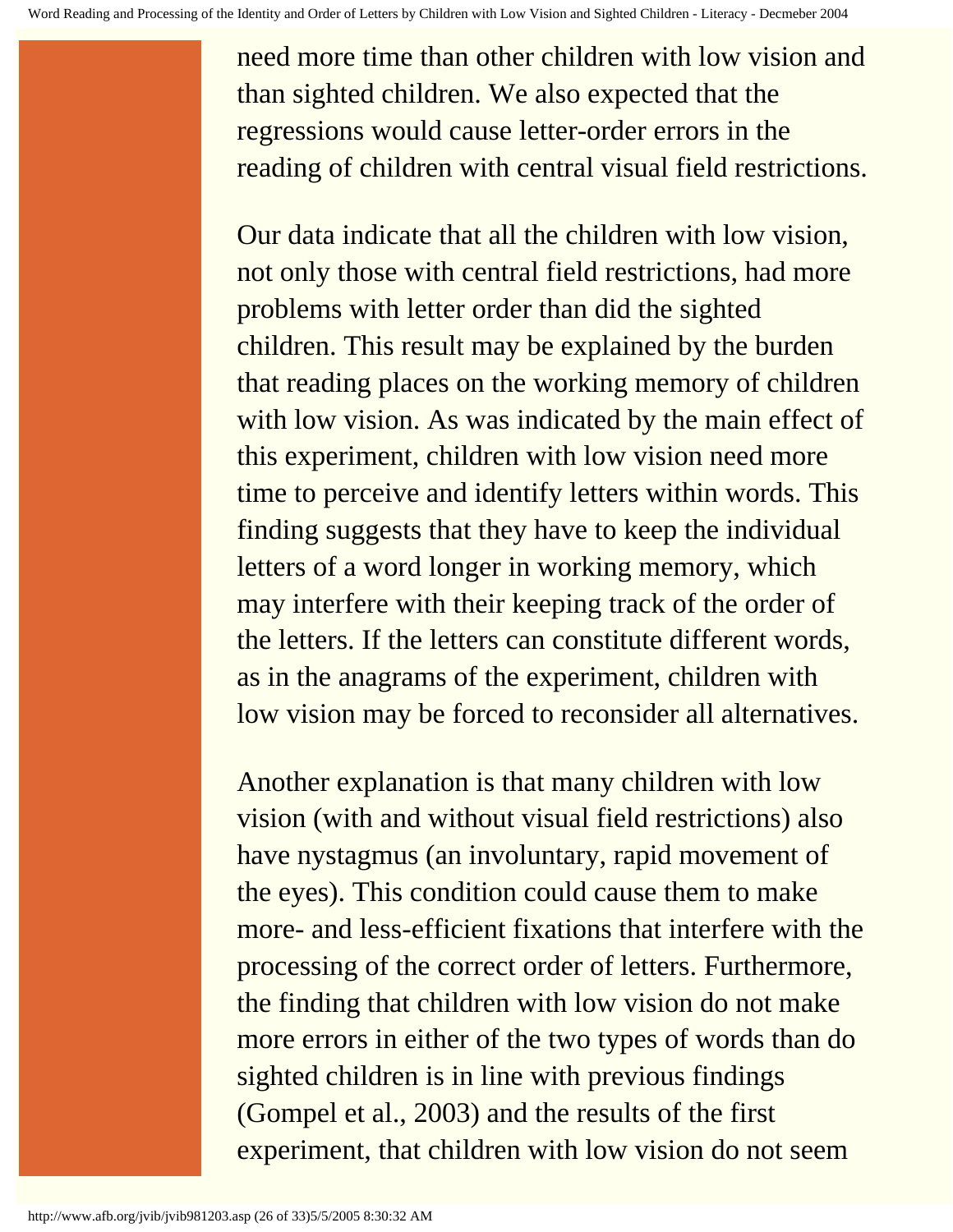need more time than other children with low vision and than sighted children. We also expected that the regressions would cause letter-order errors in the reading of children with central visual field restrictions.

Our data indicate that all the children with low vision, not only those with central field restrictions, had more problems with letter order than did the sighted children. This result may be explained by the burden that reading places on the working memory of children with low vision. As was indicated by the main effect of this experiment, children with low vision need more time to perceive and identify letters within words. This finding suggests that they have to keep the individual letters of a word longer in working memory, which may interfere with their keeping track of the order of the letters. If the letters can constitute different words, as in the anagrams of the experiment, children with low vision may be forced to reconsider all alternatives.

Another explanation is that many children with low vision (with and without visual field restrictions) also have nystagmus (an involuntary, rapid movement of the eyes). This condition could cause them to make more- and less-efficient fixations that interfere with the processing of the correct order of letters. Furthermore, the finding that children with low vision do not make more errors in either of the two types of words than do sighted children is in line with previous findings (Gompel et al., 2003) and the results of the first experiment, that children with low vision do not seem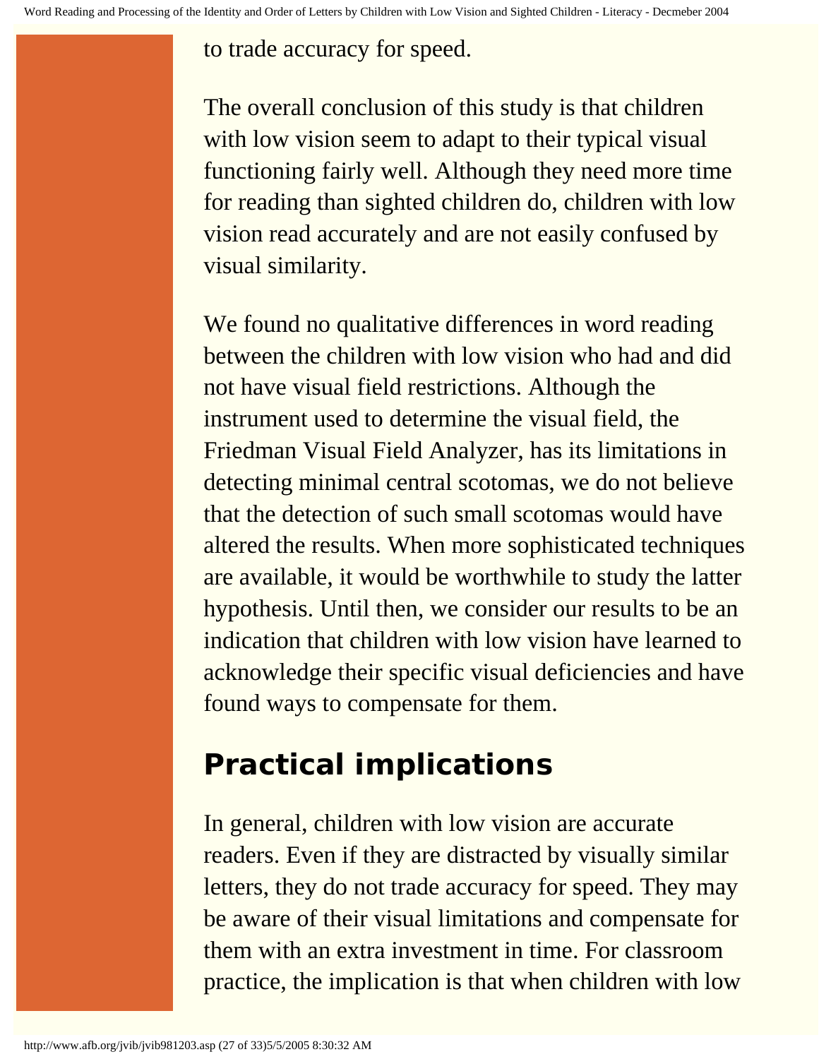to trade accuracy for speed.

The overall conclusion of this study is that children with low vision seem to adapt to their typical visual functioning fairly well. Although they need more time for reading than sighted children do, children with low vision read accurately and are not easily confused by visual similarity.

We found no qualitative differences in word reading between the children with low vision who had and did not have visual field restrictions. Although the instrument used to determine the visual field, the Friedman Visual Field Analyzer, has its limitations in detecting minimal central scotomas, we do not believe that the detection of such small scotomas would have altered the results. When more sophisticated techniques are available, it would be worthwhile to study the latter hypothesis. Until then, we consider our results to be an indication that children with low vision have learned to acknowledge their specific visual deficiencies and have found ways to compensate for them.

## Practical implications

In general, children with low vision are accurate readers. Even if they are distracted by visually similar letters, they do not trade accuracy for speed. They may be aware of their visual limitations and compensate for them with an extra investment in time. For classroom practice, the implication is that when children with low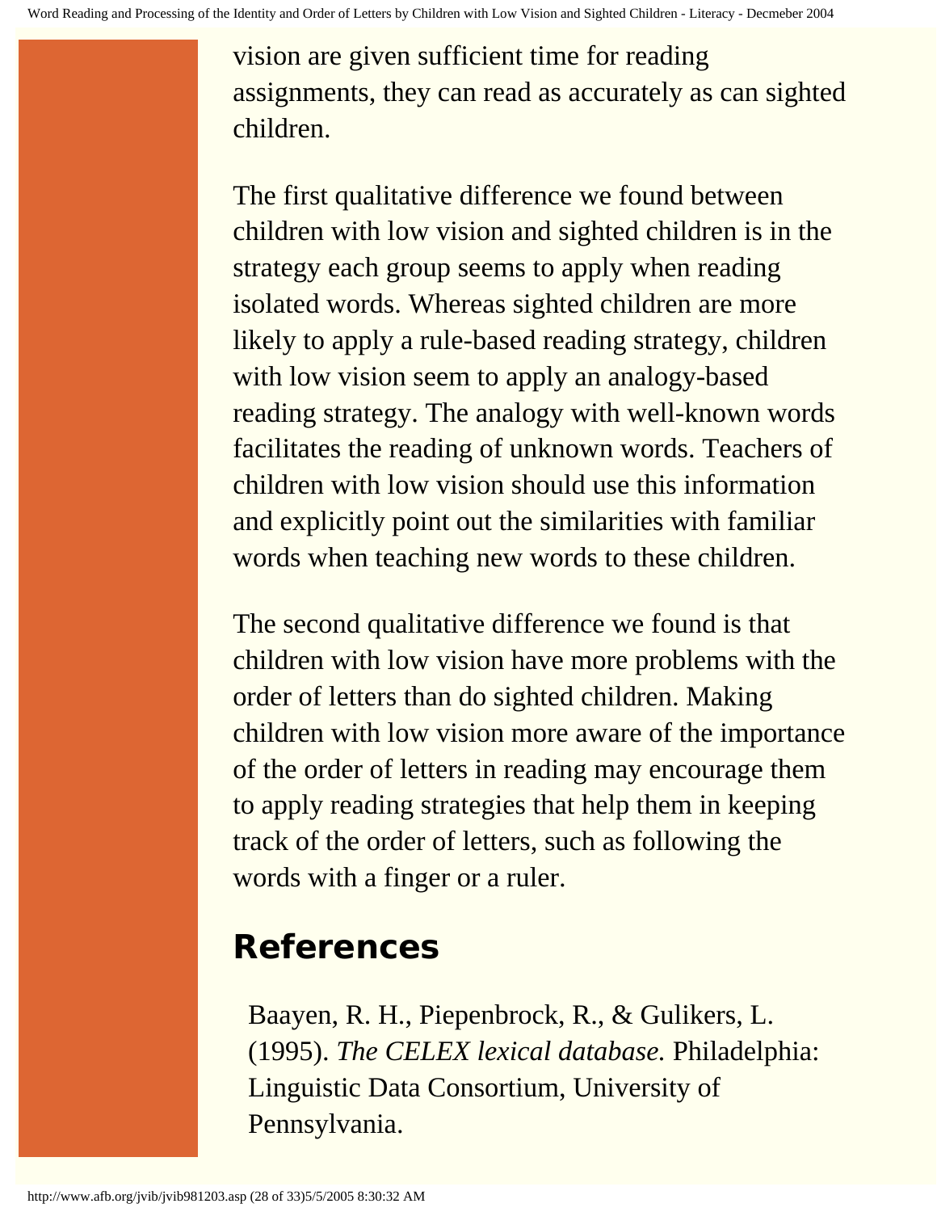vision are given sufficient time for reading assignments, they can read as accurately as can sighted children.

The first qualitative difference we found between children with low vision and sighted children is in the strategy each group seems to apply when reading isolated words. Whereas sighted children are more likely to apply a rule-based reading strategy, children with low vision seem to apply an analogy-based reading strategy. The analogy with well-known words facilitates the reading of unknown words. Teachers of children with low vision should use this information and explicitly point out the similarities with familiar words when teaching new words to these children.

The second qualitative difference we found is that children with low vision have more problems with the order of letters than do sighted children. Making children with low vision more aware of the importance of the order of letters in reading may encourage them to apply reading strategies that help them in keeping track of the order of letters, such as following the words with a finger or a ruler.

## References

Baayen, R. H., Piepenbrock, R., & Gulikers, L. (1995). *The CELEX lexical database.* Philadelphia: Linguistic Data Consortium, University of Pennsylvania.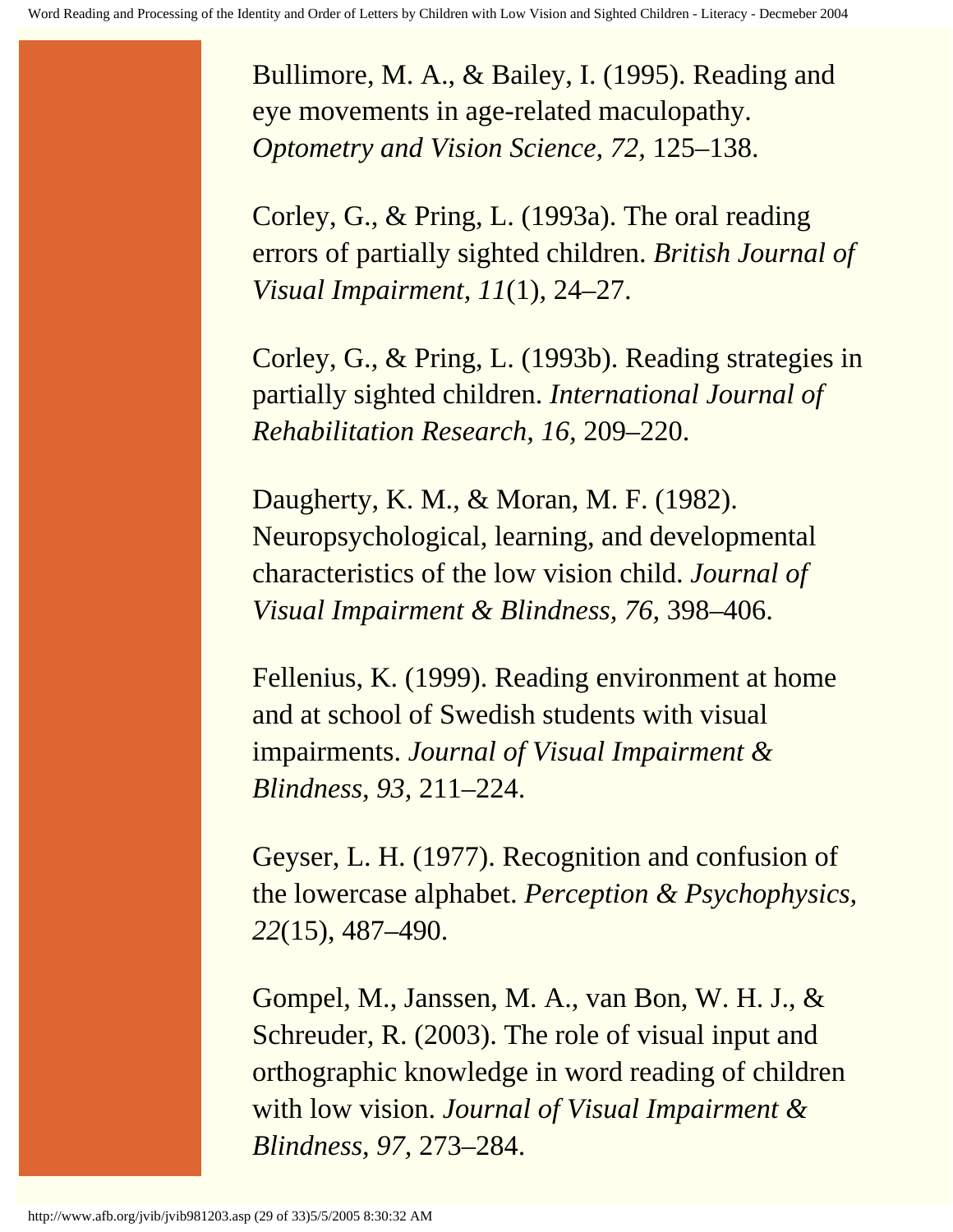Bullimore, M. A., & Bailey, I. (1995). Reading and eye movements in age-related maculopathy. *Optometry and Vision Science, 72,* 125–138.

Corley, G., & Pring, L. (1993a). The oral reading errors of partially sighted children. *British Journal of Visual Impairment, 11*(1), 24–27.

Corley, G., & Pring, L. (1993b). Reading strategies in partially sighted children. *International Journal of Rehabilitation Research, 16,* 209–220.

Daugherty, K. M., & Moran, M. F. (1982). Neuropsychological, learning, and developmental characteristics of the low vision child. *Journal of Visual Impairment & Blindness, 76,* 398–406.

Fellenius, K. (1999). Reading environment at home and at school of Swedish students with visual impairments. *Journal of Visual Impairment & Blindness, 93,* 211–224.

Geyser, L. H. (1977). Recognition and confusion of the lowercase alphabet. *Perception & Psychophysics, 22*(15), 487–490.

Gompel, M., Janssen, M. A., van Bon, W. H. J., & Schreuder, R. (2003). The role of visual input and orthographic knowledge in word reading of children with low vision. *Journal of Visual Impairment & Blindness, 97,* 273–284.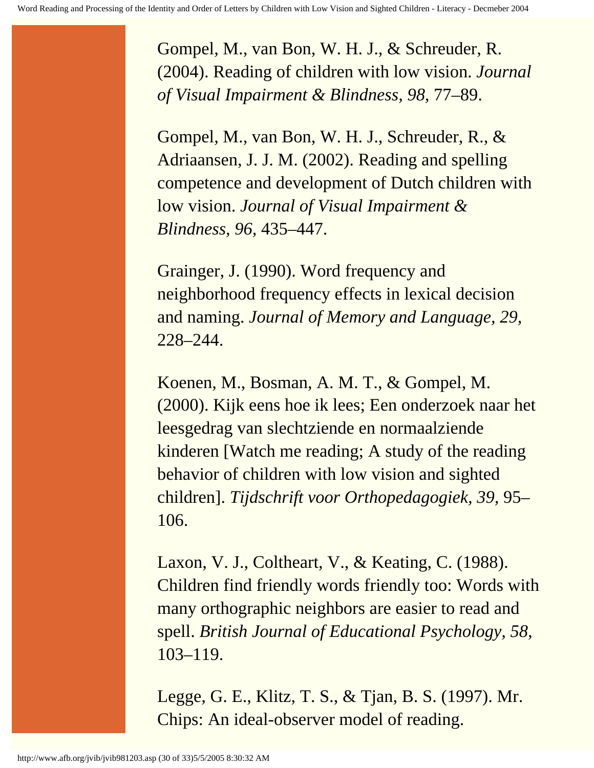Gompel, M., van Bon, W. H. J., & Schreuder, R. (2004). Reading of children with low vision. *Journal of Visual Impairment & Blindness, 98,* 77–89.

Gompel, M., van Bon, W. H. J., Schreuder, R., & Adriaansen, J. J. M. (2002). Reading and spelling competence and development of Dutch children with low vision. *Journal of Visual Impairment & Blindness, 96,* 435–447.

Grainger, J. (1990). Word frequency and neighborhood frequency effects in lexical decision and naming. *Journal of Memory and Language, 29,* 228–244.

Koenen, M., Bosman, A. M. T., & Gompel, M. (2000). Kijk eens hoe ik lees; Een onderzoek naar het leesgedrag van slechtziende en normaalziende kinderen [Watch me reading; A study of the reading behavior of children with low vision and sighted children]. *Tijdschrift voor Orthopedagogiek, 39,* 95–106.

Laxon, V. J., Coltheart, V., & Keating, C. (1988). Children find friendly words friendly too: Words with many orthographic neighbors are easier to read and spell. *British Journal of Educational Psychology, 58,* 103–119.

Legge, G. E., Klitz, T. S., & Tjan, B. S. (1997). Mr. Chips: An ideal-observer model of reading.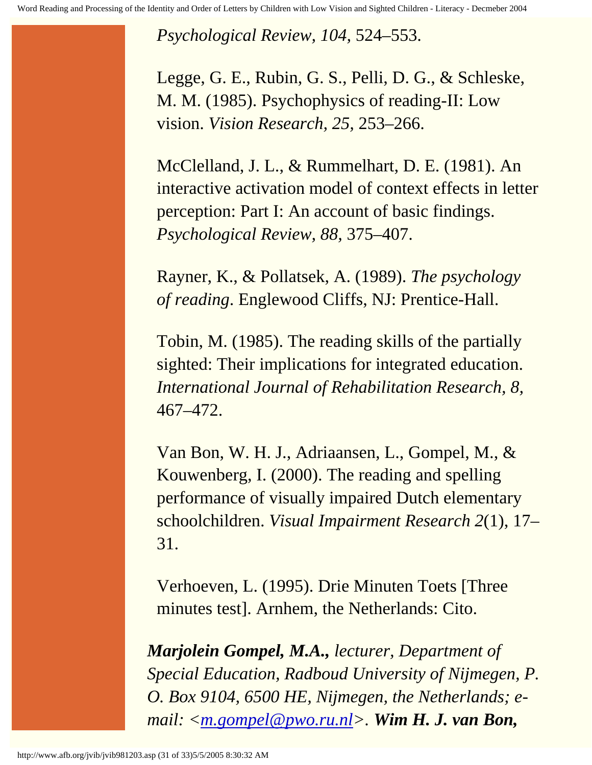*Psychological Review, 104,* 524–553.

Legge, G. E., Rubin, G. S., Pelli, D. G., & Schleske, M. M. (1985). Psychophysics of reading-II: Low vision. *Vision Research, 25,* 253–266.

McClelland, J. L., & Rummelhart, D. E. (1981). An interactive activation model of context effects in letter perception: Part I: An account of basic findings. *Psychological Review, 88,* 375–407.

Rayner, K., & Pollatsek, A. (1989). *The psychology of reading*. Englewood Cliffs, NJ: Prentice-Hall.

Tobin, M. (1985). The reading skills of the partially sighted: Their implications for integrated education. *International Journal of Rehabilitation Research, 8,* 467–472.

Van Bon, W. H. J., Adriaansen, L., Gompel, M., & Kouwenberg, I. (2000). The reading and spelling performance of visually impaired Dutch elementary schoolchildren. *Visual Impairment Research 2*(1), 17–31.

Verhoeven, L. (1995). Drie Minuten Toets [Three minutes test]. Arnhem, the Netherlands: Cito.

***Marjolein Gompel, M.A.,*** *lecturer, Department of Special Education, Radboud University of Nijmegen, P. O. Box 9104, 6500 HE, Nijmegen, the Netherlands; e-mail: <m.gompel@pwo.ru.nl>.* ***Wim H. J. van Bon,***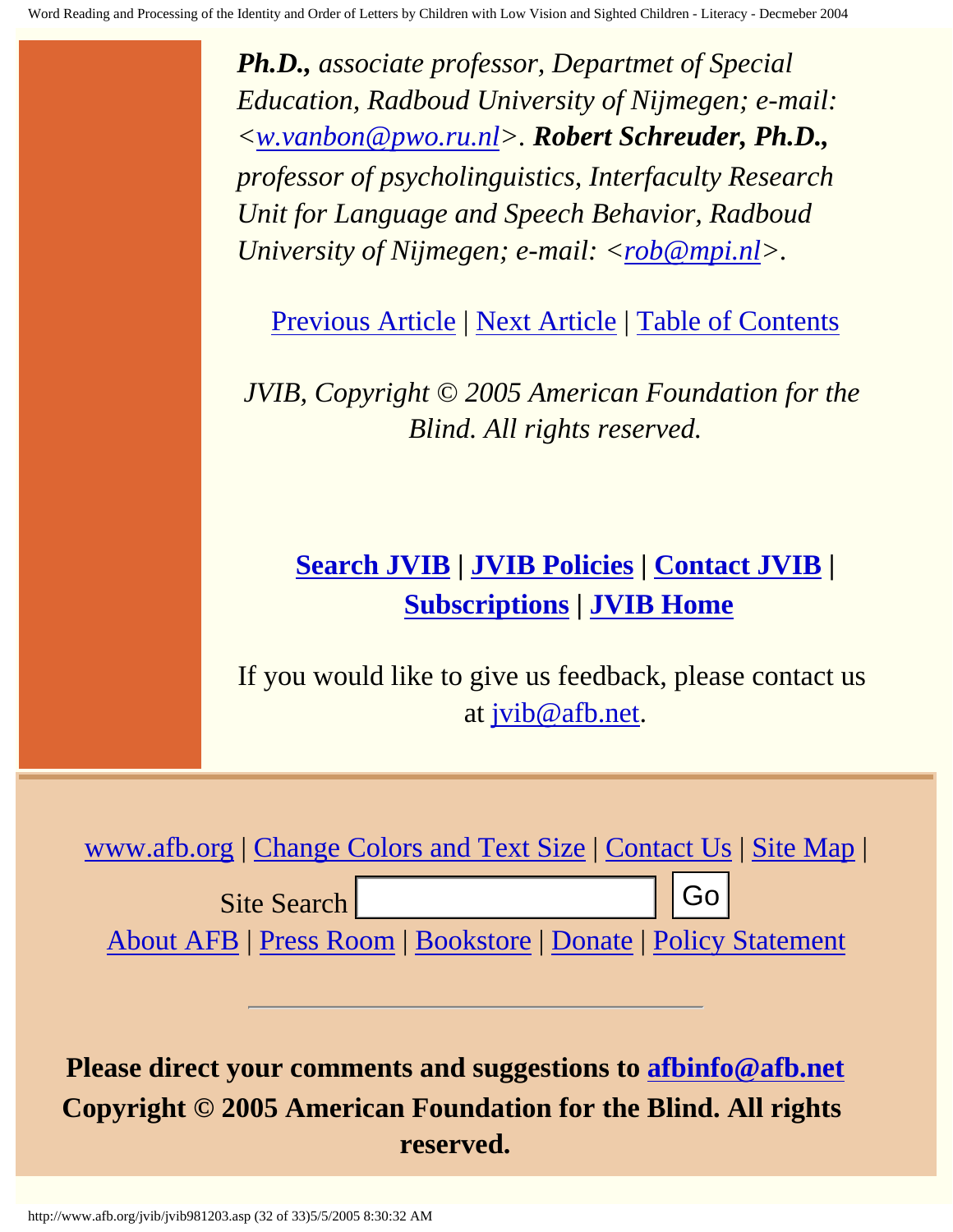***Ph.D.,*** *associate professor, Departmet of Special Education, Radboud University of Nijmegen; e-mail: <w.vanbon@pwo.ru.nl>.* ***Robert Schreuder, Ph.D.,*** *professor of psycholinguistics, Interfaculty Research Unit for Language and Speech Behavior, Radboud University of Nijmegen; e-mail: <rob@mpi.nl>.*

Previous Article | Next Article | Table of Contents

*JVIB, Copyright © 2005 American Foundation for the Blind. All rights reserved.*

**Search JVIB | JVIB Policies | Contact JVIB | Subscriptions | JVIB Home**

If you would like to give us feedback, please contact us at jvib@afb.net.

www.afb.org | Change Colors and Text Size | Contact Us | Site Map |

Site Search [ ] Go

About AFB | Press Room | Bookstore | Donate | Policy Statement

---

**Please direct your comments and suggestions to afbinfo@afb.net**
**Copyright © 2005 American Foundation for the Blind. All rights reserved.**